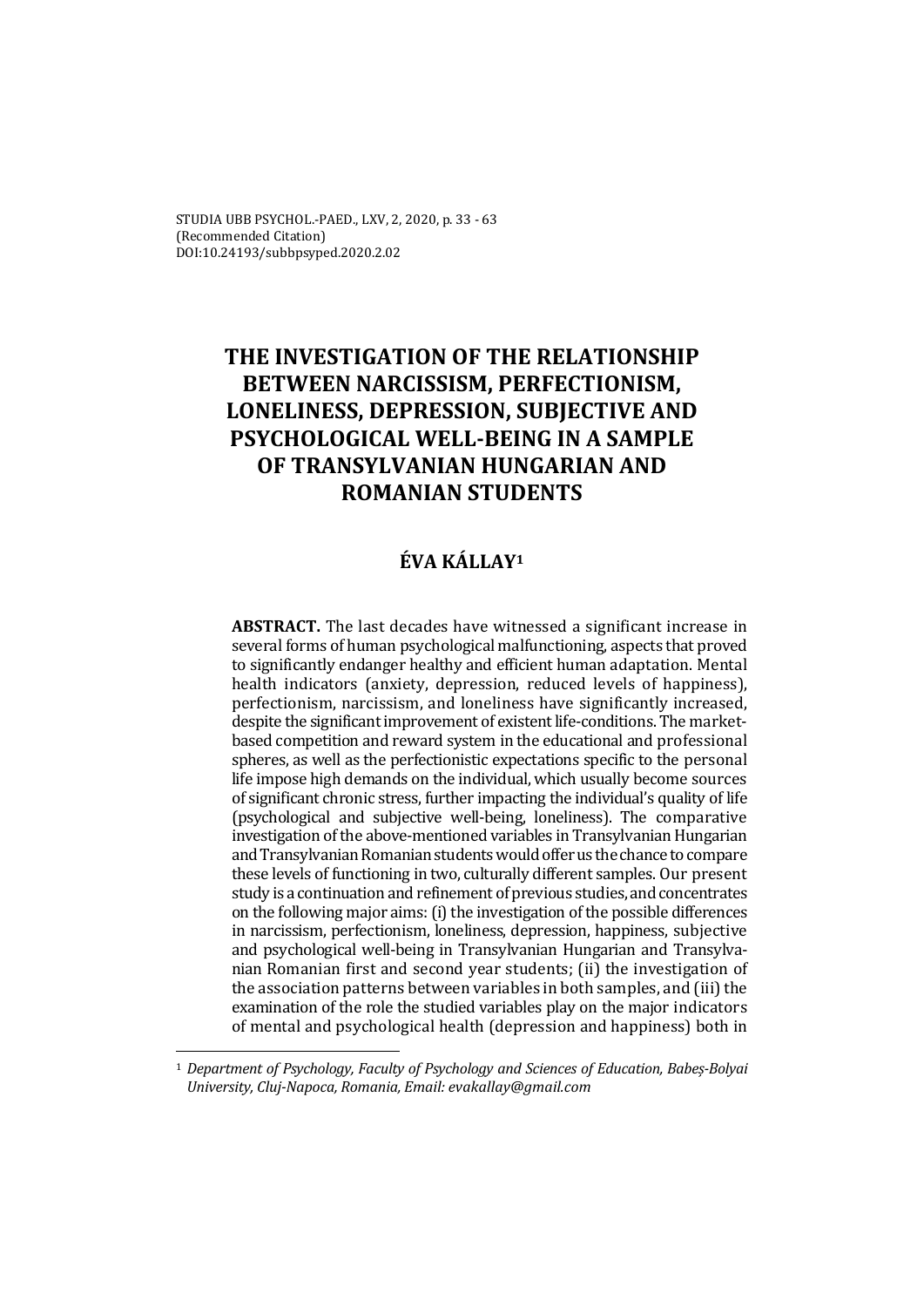STUDIA UBB PSYCHOL.-PAED., LXV, 2, 2020, p. 33 - 63
(Recommended Citation)
DOI:10.24193/subbpsyped.2020.2.02

# THE INVESTIGATION OF THE RELATIONSHIP BETWEEN NARCISSISM, PERFECTIONISM, LONELINESS, DEPRESSION, SUBJECTIVE AND PSYCHOLOGICAL WELL-BEING IN A SAMPLE OF TRANSYLVANIAN HUNGARIAN AND ROMANIAN STUDENTS

## ÉVA KÁLLAY[1]

**ABSTRACT.** The last decades have witnessed a significant increase in several forms of human psychological malfunctioning, aspects that proved to significantly endanger healthy and efficient human adaptation. Mental health indicators (anxiety, depression, reduced levels of happiness), perfectionism, narcissism, and loneliness have significantly increased, despite the significant improvement of existent life-conditions. The market-based competition and reward system in the educational and professional spheres, as well as the perfectionistic expectations specific to the personal life impose high demands on the individual, which usually become sources of significant chronic stress, further impacting the individual's quality of life (psychological and subjective well-being, loneliness). The comparative investigation of the above-mentioned variables in Transylvanian Hungarian and Transylvanian Romanian students would offer us the chance to compare these levels of functioning in two, culturally different samples. Our present study is a continuation and refinement of previous studies, and concentrates on the following major aims: (i) the investigation of the possible differences in narcissism, perfectionism, loneliness, depression, happiness, subjective and psychological well-being in Transylvanian Hungarian and Transylvanian Romanian first and second year students; (ii) the investigation of the association patterns between variables in both samples, and (iii) the examination of the role the studied variables play on the major indicators of mental and psychological health (depression and happiness) both in

[1] *Department of Psychology, Faculty of Psychology and Sciences of Education, Babeș-Bolyai University, Cluj-Napoca, Romania, Email: evakallay@gmail.com*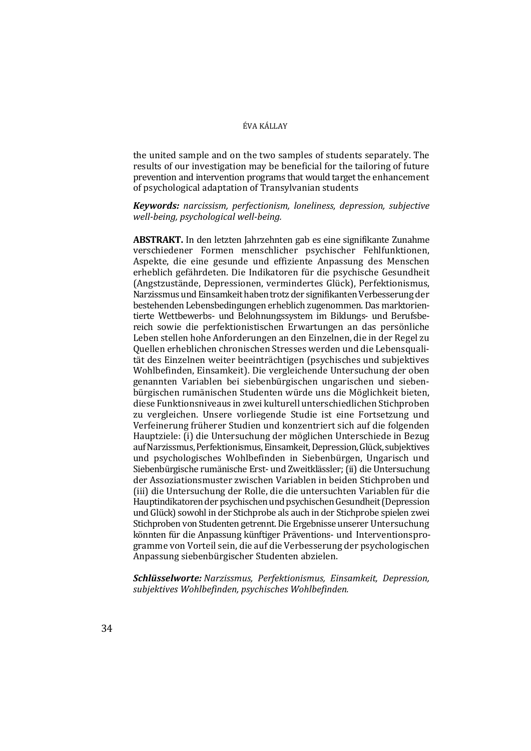the united sample and on the two samples of students separately. The results of our investigation may be beneficial for the tailoring of future prevention and intervention programs that would target the enhancement of psychological adaptation of Transylvanian students

***Keywords:*** *narcissism, perfectionism, loneliness, depression, subjective well-being, psychological well-being.*

**ABSTRAKT.** In den letzten Jahrzehnten gab es eine signifikante Zunahme verschiedener Formen menschlicher psychischer Fehlfunktionen, Aspekte, die eine gesunde und effiziente Anpassung des Menschen erheblich gefährdeten. Die Indikatoren für die psychische Gesundheit (Angstzustände, Depressionen, vermindertes Glück), Perfektionismus, Narzissmus und Einsamkeit haben trotz der signifikanten Verbesserung der bestehenden Lebensbedingungen erheblich zugenommen. Das marktorientierte Wettbewerbs- und Belohnungssystem im Bildungs- und Berufsbereich sowie die perfektionistischen Erwartungen an das persönliche Leben stellen hohe Anforderungen an den Einzelnen, die in der Regel zu Quellen erheblichen chronischen Stresses werden und die Lebensqualität des Einzelnen weiter beeinträchtigen (psychisches und subjektives Wohlbefinden, Einsamkeit). Die vergleichende Untersuchung der oben genannten Variablen bei siebenbürgischen ungarischen und siebenbürgischen rumänischen Studenten würde uns die Möglichkeit bieten, diese Funktionsniveaus in zwei kulturell unterschiedlichen Stichproben zu vergleichen. Unsere vorliegende Studie ist eine Fortsetzung und Verfeinerung früherer Studien und konzentriert sich auf die folgenden Hauptziele: (i) die Untersuchung der möglichen Unterschiede in Bezug auf Narzissmus, Perfektionismus, Einsamkeit, Depression, Glück, subjektives und psychologisches Wohlbefinden in Siebenbürgen, Ungarisch und Siebenbürgische rumänische Erst- und Zweitklässler; (ii) die Untersuchung der Assoziationsmuster zwischen Variablen in beiden Stichproben und (iii) die Untersuchung der Rolle, die die untersuchten Variablen für die Hauptindikatoren der psychischen und psychischen Gesundheit (Depression und Glück) sowohl in der Stichprobe als auch in der Stichprobe spielen zwei Stichproben von Studenten getrennt. Die Ergebnisse unserer Untersuchung könnten für die Anpassung künftiger Präventions- und Interventionsprogramme von Vorteil sein, die auf die Verbesserung der psychologischen Anpassung siebenbürgischer Studenten abzielen.

***Schlüsselworte:*** *Narzissmus, Perfektionismus, Einsamkeit, Depression, subjektives Wohlbefinden, psychisches Wohlbefinden.*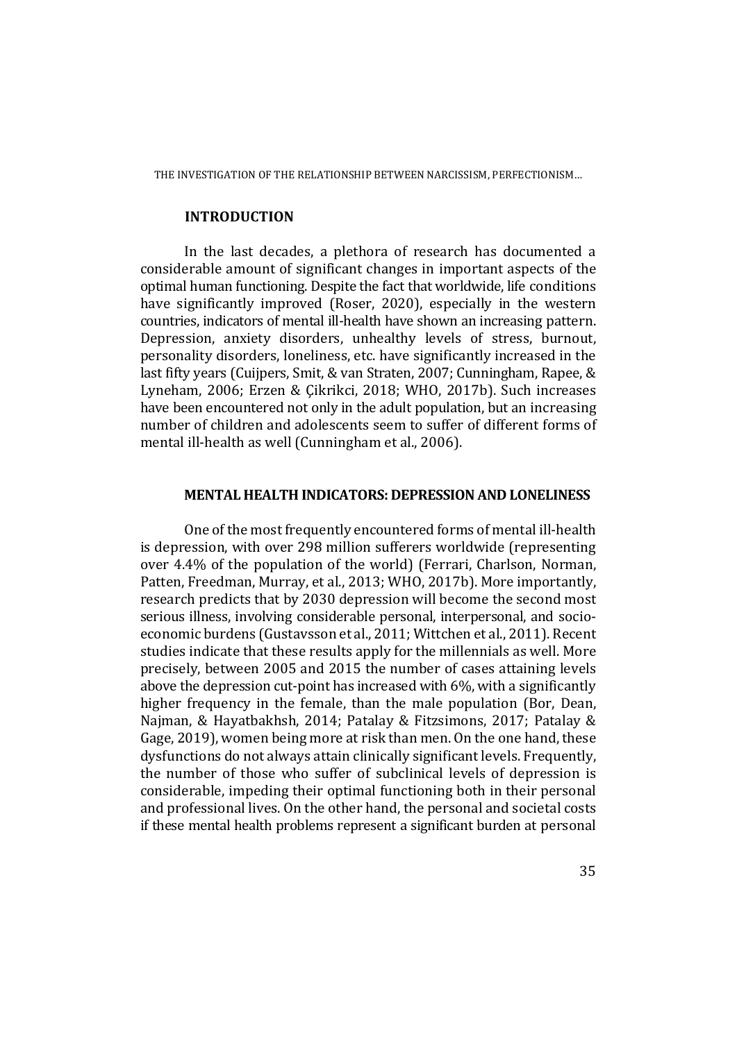## INTRODUCTION

In the last decades, a plethora of research has documented a considerable amount of significant changes in important aspects of the optimal human functioning. Despite the fact that worldwide, life conditions have significantly improved (Roser, 2020), especially in the western countries, indicators of mental ill-health have shown an increasing pattern. Depression, anxiety disorders, unhealthy levels of stress, burnout, personality disorders, loneliness, etc. have significantly increased in the last fifty years (Cuijpers, Smit, & van Straten, 2007; Cunningham, Rapee, & Lyneham, 2006; Erzen & Çikrikci, 2018; WHO, 2017b). Such increases have been encountered not only in the adult population, but an increasing number of children and adolescents seem to suffer of different forms of mental ill-health as well (Cunningham et al., 2006).

## MENTAL HEALTH INDICATORS: DEPRESSION AND LONELINESS

One of the most frequently encountered forms of mental ill-health is depression, with over 298 million sufferers worldwide (representing over 4.4% of the population of the world) (Ferrari, Charlson, Norman, Patten, Freedman, Murray, et al., 2013; WHO, 2017b). More importantly, research predicts that by 2030 depression will become the second most serious illness, involving considerable personal, interpersonal, and socio-economic burdens (Gustavsson et al., 2011; Wittchen et al., 2011). Recent studies indicate that these results apply for the millennials as well. More precisely, between 2005 and 2015 the number of cases attaining levels above the depression cut-point has increased with 6%, with a significantly higher frequency in the female, than the male population (Bor, Dean, Najman, & Hayatbakhsh, 2014; Patalay & Fitzsimons, 2017; Patalay & Gage, 2019), women being more at risk than men. On the one hand, these dysfunctions do not always attain clinically significant levels. Frequently, the number of those who suffer of subclinical levels of depression is considerable, impeding their optimal functioning both in their personal and professional lives. On the other hand, the personal and societal costs if these mental health problems represent a significant burden at personal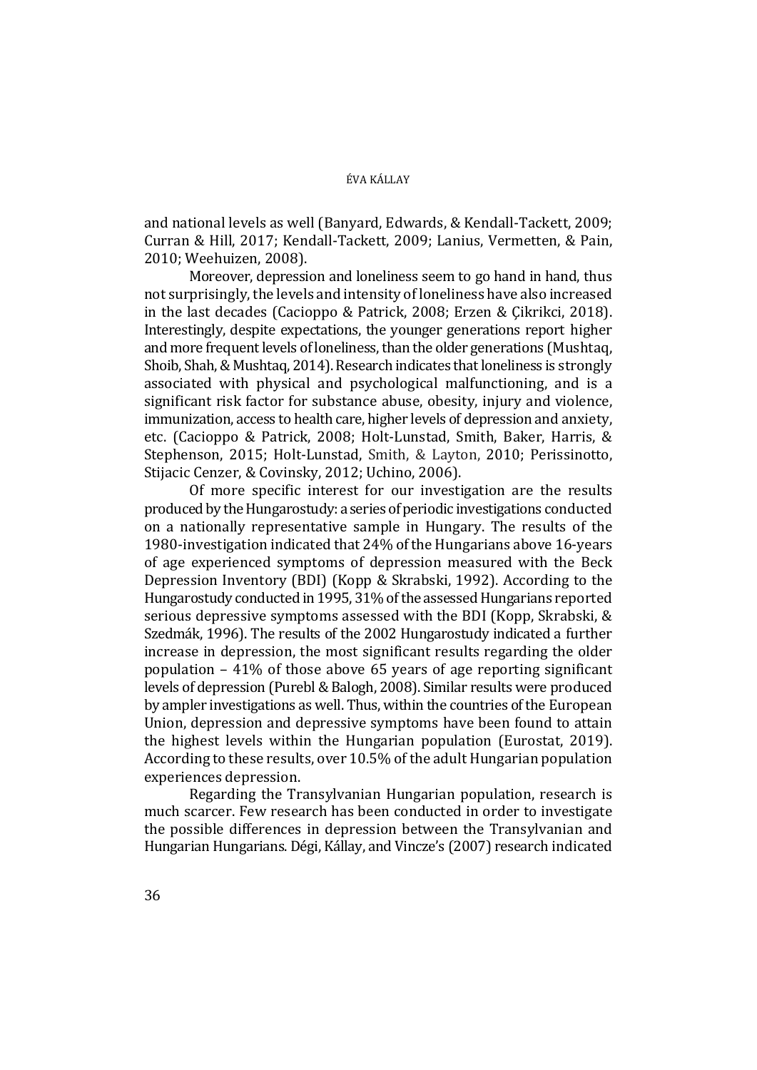and national levels as well (Banyard, Edwards, & Kendall-Tackett, 2009; Curran & Hill, 2017; Kendall-Tackett, 2009; Lanius, Vermetten, & Pain, 2010; Weehuizen, 2008).

Moreover, depression and loneliness seem to go hand in hand, thus not surprisingly, the levels and intensity of loneliness have also increased in the last decades (Cacioppo & Patrick, 2008; Erzen & Çikrikci, 2018). Interestingly, despite expectations, the younger generations report higher and more frequent levels of loneliness, than the older generations (Mushtaq, Shoib, Shah, & Mushtaq, 2014). Research indicates that loneliness is strongly associated with physical and psychological malfunctioning, and is a significant risk factor for substance abuse, obesity, injury and violence, immunization, access to health care, higher levels of depression and anxiety, etc. (Cacioppo & Patrick, 2008; Holt-Lunstad, Smith, Baker, Harris, & Stephenson, 2015; Holt-Lunstad, Smith, & Layton, 2010; Perissinotto, Stijacic Cenzer, & Covinsky, 2012; Uchino, 2006).

Of more specific interest for our investigation are the results produced by the Hungarostudy: a series of periodic investigations conducted on a nationally representative sample in Hungary. The results of the 1980-investigation indicated that 24% of the Hungarians above 16-years of age experienced symptoms of depression measured with the Beck Depression Inventory (BDI) (Kopp & Skrabski, 1992). According to the Hungarostudy conducted in 1995, 31% of the assessed Hungarians reported serious depressive symptoms assessed with the BDI (Kopp, Skrabski, & Szedmák, 1996). The results of the 2002 Hungarostudy indicated a further increase in depression, the most significant results regarding the older population – 41% of those above 65 years of age reporting significant levels of depression (Purebl & Balogh, 2008). Similar results were produced by ampler investigations as well. Thus, within the countries of the European Union, depression and depressive symptoms have been found to attain the highest levels within the Hungarian population (Eurostat, 2019). According to these results, over 10.5% of the adult Hungarian population experiences depression.

Regarding the Transylvanian Hungarian population, research is much scarcer. Few research has been conducted in order to investigate the possible differences in depression between the Transylvanian and Hungarian Hungarians. Dégi, Kállay, and Vincze's (2007) research indicated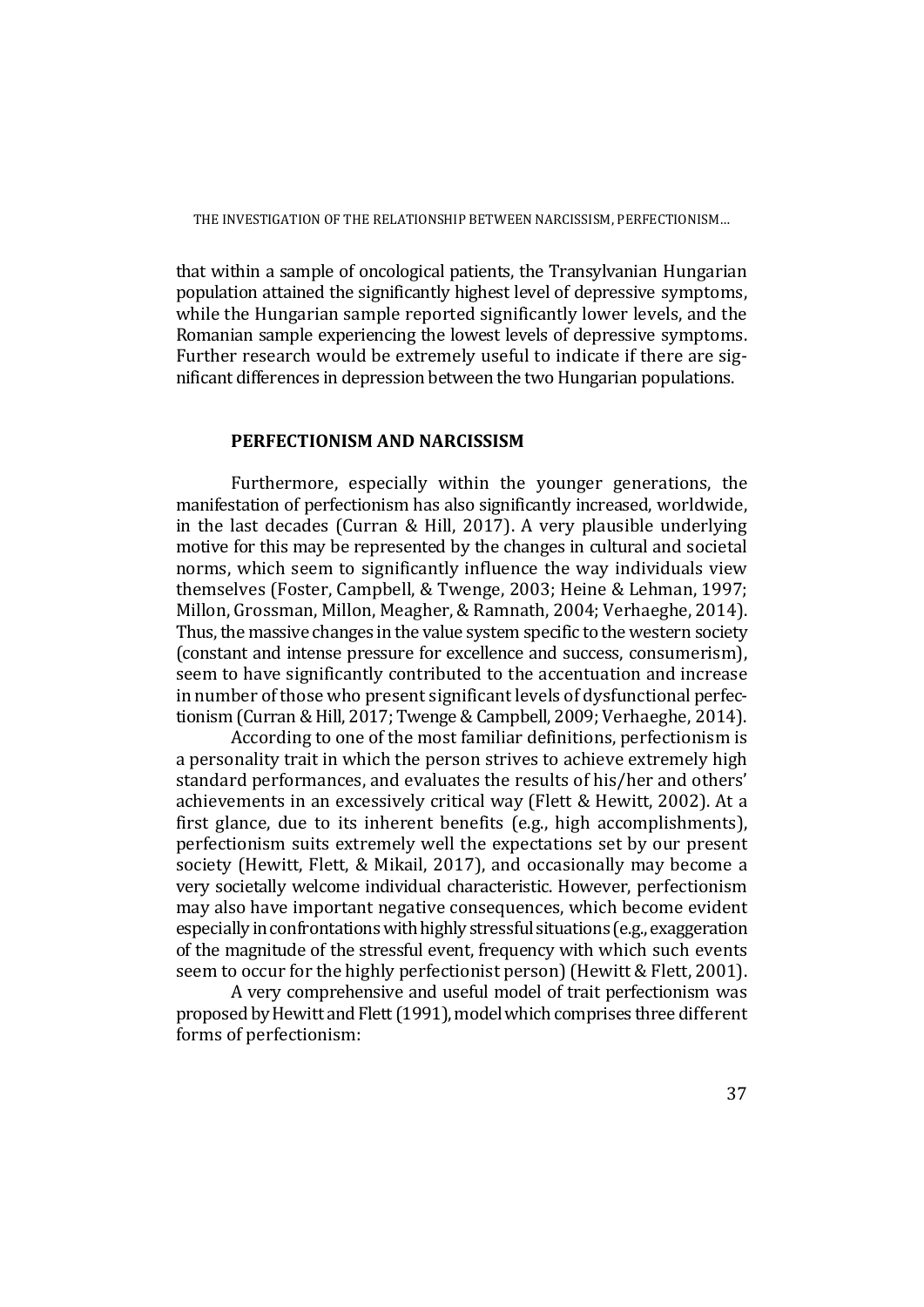that within a sample of oncological patients, the Transylvanian Hungarian population attained the significantly highest level of depressive symptoms, while the Hungarian sample reported significantly lower levels, and the Romanian sample experiencing the lowest levels of depressive symptoms. Further research would be extremely useful to indicate if there are significant differences in depression between the two Hungarian populations.

## PERFECTIONISM AND NARCISSISM

Furthermore, especially within the younger generations, the manifestation of perfectionism has also significantly increased, worldwide, in the last decades (Curran & Hill, 2017). A very plausible underlying motive for this may be represented by the changes in cultural and societal norms, which seem to significantly influence the way individuals view themselves (Foster, Campbell, & Twenge, 2003; Heine & Lehman, 1997; Millon, Grossman, Millon, Meagher, & Ramnath, 2004; Verhaeghe, 2014). Thus, the massive changes in the value system specific to the western society (constant and intense pressure for excellence and success, consumerism), seem to have significantly contributed to the accentuation and increase in number of those who present significant levels of dysfunctional perfectionism (Curran & Hill, 2017; Twenge & Campbell, 2009; Verhaeghe, 2014).

According to one of the most familiar definitions, perfectionism is a personality trait in which the person strives to achieve extremely high standard performances, and evaluates the results of his/her and others' achievements in an excessively critical way (Flett & Hewitt, 2002). At a first glance, due to its inherent benefits (e.g., high accomplishments), perfectionism suits extremely well the expectations set by our present society (Hewitt, Flett, & Mikail, 2017), and occasionally may become a very societally welcome individual characteristic. However, perfectionism may also have important negative consequences, which become evident especially in confrontations with highly stressful situations (e.g., exaggeration of the magnitude of the stressful event, frequency with which such events seem to occur for the highly perfectionist person) (Hewitt & Flett, 2001).

A very comprehensive and useful model of trait perfectionism was proposed by Hewitt and Flett (1991), model which comprises three different forms of perfectionism: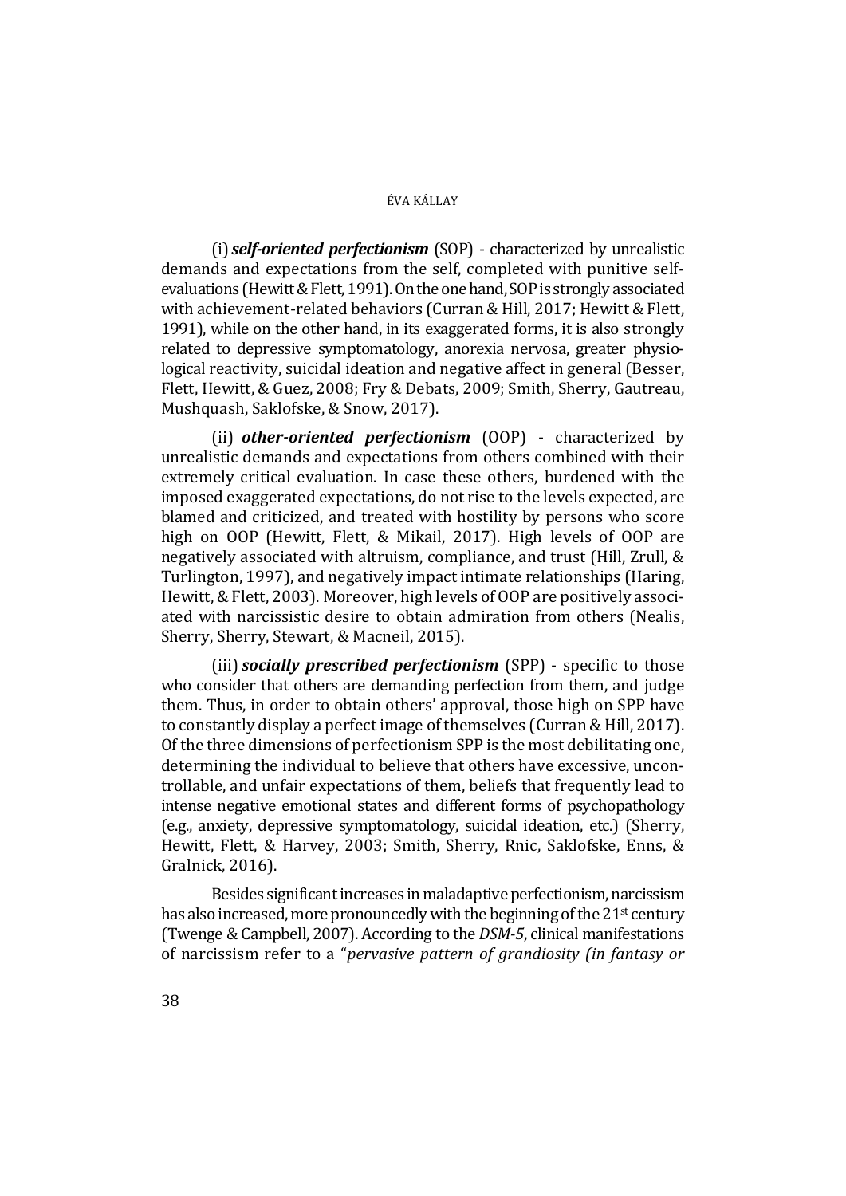(i) ***self-oriented perfectionism*** (SOP) - characterized by unrealistic demands and expectations from the self, completed with punitive self-evaluations (Hewitt & Flett, 1991). On the one hand, SOP is strongly associated with achievement-related behaviors (Curran & Hill, 2017; Hewitt & Flett, 1991), while on the other hand, in its exaggerated forms, it is also strongly related to depressive symptomatology, anorexia nervosa, greater physiological reactivity, suicidal ideation and negative affect in general (Besser, Flett, Hewitt, & Guez, 2008; Fry & Debats, 2009; Smith, Sherry, Gautreau, Mushquash, Saklofske, & Snow, 2017).

(ii) ***other-oriented perfectionism*** (OOP) - characterized by unrealistic demands and expectations from others combined with their extremely critical evaluation. In case these others, burdened with the imposed exaggerated expectations, do not rise to the levels expected, are blamed and criticized, and treated with hostility by persons who score high on OOP (Hewitt, Flett, & Mikail, 2017). High levels of OOP are negatively associated with altruism, compliance, and trust (Hill, Zrull, & Turlington, 1997), and negatively impact intimate relationships (Haring, Hewitt, & Flett, 2003). Moreover, high levels of OOP are positively associated with narcissistic desire to obtain admiration from others (Nealis, Sherry, Sherry, Stewart, & Macneil, 2015).

(iii) ***socially prescribed perfectionism*** (SPP) - specific to those who consider that others are demanding perfection from them, and judge them. Thus, in order to obtain others' approval, those high on SPP have to constantly display a perfect image of themselves (Curran & Hill, 2017). Of the three dimensions of perfectionism SPP is the most debilitating one, determining the individual to believe that others have excessive, uncontrollable, and unfair expectations of them, beliefs that frequently lead to intense negative emotional states and different forms of psychopathology (e.g., anxiety, depressive symptomatology, suicidal ideation, etc.) (Sherry, Hewitt, Flett, & Harvey, 2003; Smith, Sherry, Rnic, Saklofske, Enns, & Gralnick, 2016).

Besides significant increases in maladaptive perfectionism, narcissism has also increased, more pronouncedly with the beginning of the 21st century (Twenge & Campbell, 2007). According to the *DSM-5*, clinical manifestations of narcissism refer to a "*pervasive pattern of grandiosity (in fantasy or*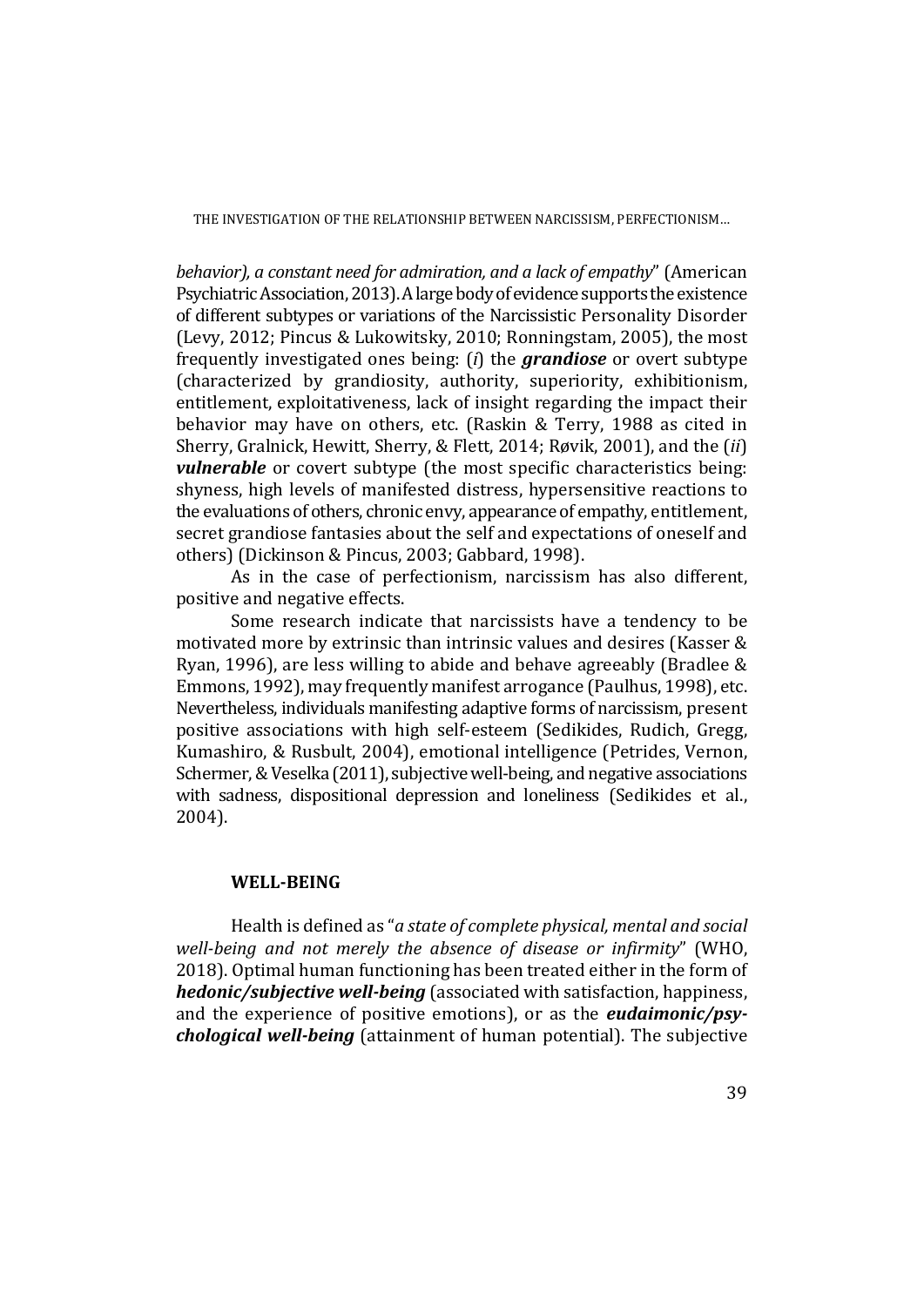*behavior), a constant need for admiration, and a lack of empathy*" (American Psychiatric Association, 2013). A large body of evidence supports the existence of different subtypes or variations of the Narcissistic Personality Disorder (Levy, 2012; Pincus & Lukowitsky, 2010; Ronningstam, 2005), the most frequently investigated ones being: (*i*) the ***grandiose*** or overt subtype (characterized by grandiosity, authority, superiority, exhibitionism, entitlement, exploitativeness, lack of insight regarding the impact their behavior may have on others, etc. (Raskin & Terry, 1988 as cited in Sherry, Gralnick, Hewitt, Sherry, & Flett, 2014; Røvik, 2001), and the (*ii*) ***vulnerable*** or covert subtype (the most specific characteristics being: shyness, high levels of manifested distress, hypersensitive reactions to the evaluations of others, chronic envy, appearance of empathy, entitlement, secret grandiose fantasies about the self and expectations of oneself and others) (Dickinson & Pincus, 2003; Gabbard, 1998).

As in the case of perfectionism, narcissism has also different, positive and negative effects.

Some research indicate that narcissists have a tendency to be motivated more by extrinsic than intrinsic values and desires (Kasser & Ryan, 1996), are less willing to abide and behave agreeably (Bradlee & Emmons, 1992), may frequently manifest arrogance (Paulhus, 1998), etc. Nevertheless, individuals manifesting adaptive forms of narcissism, present positive associations with high self-esteem (Sedikides, Rudich, Gregg, Kumashiro, & Rusbult, 2004), emotional intelligence (Petrides, Vernon, Schermer, & Veselka (2011), subjective well-being, and negative associations with sadness, dispositional depression and loneliness (Sedikides et al., 2004).

## WELL-BEING

Health is defined as "*a state of complete physical, mental and social well-being and not merely the absence of disease or infirmity*" (WHO, 2018). Optimal human functioning has been treated either in the form of ***hedonic/subjective well-being*** (associated with satisfaction, happiness, and the experience of positive emotions), or as the ***eudaimonic/psychological well-being*** (attainment of human potential). The subjective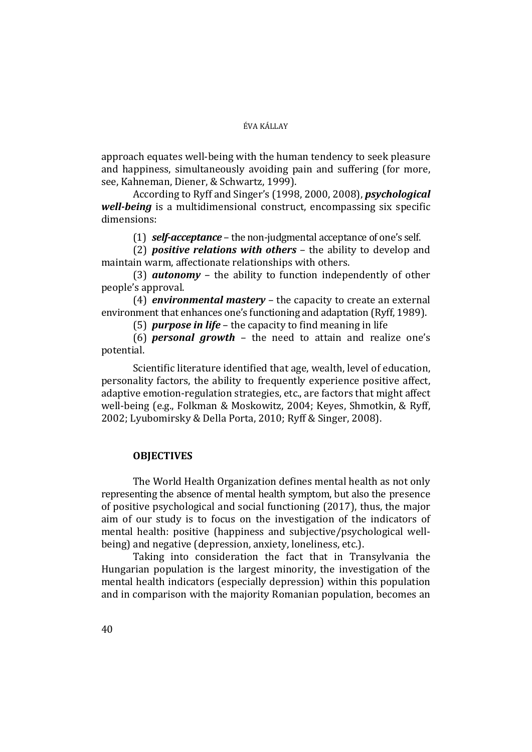approach equates well-being with the human tendency to seek pleasure and happiness, simultaneously avoiding pain and suffering (for more, see, Kahneman, Diener, & Schwartz, 1999).

According to Ryff and Singer's (1998, 2000, 2008), ***psychological well-being*** is a multidimensional construct, encompassing six specific dimensions:

(1) ***self-acceptance*** – the non-judgmental acceptance of one's self.

(2) ***positive relations with others*** – the ability to develop and maintain warm, affectionate relationships with others.

(3) ***autonomy*** – the ability to function independently of other people's approval.

(4) ***environmental mastery*** – the capacity to create an external environment that enhances one's functioning and adaptation (Ryff, 1989).

(5) ***purpose in life*** – the capacity to find meaning in life

(6) ***personal growth*** – the need to attain and realize one's potential.

Scientific literature identified that age, wealth, level of education, personality factors, the ability to frequently experience positive affect, adaptive emotion-regulation strategies, etc., are factors that might affect well-being (e.g., Folkman & Moskowitz, 2004; Keyes, Shmotkin, & Ryff, 2002; Lyubomirsky & Della Porta, 2010; Ryff & Singer, 2008).

## OBJECTIVES

The World Health Organization defines mental health as not only representing the absence of mental health symptom, but also the presence of positive psychological and social functioning (2017), thus, the major aim of our study is to focus on the investigation of the indicators of mental health: positive (happiness and subjective/psychological well-being) and negative (depression, anxiety, loneliness, etc.).

Taking into consideration the fact that in Transylvania the Hungarian population is the largest minority, the investigation of the mental health indicators (especially depression) within this population and in comparison with the majority Romanian population, becomes an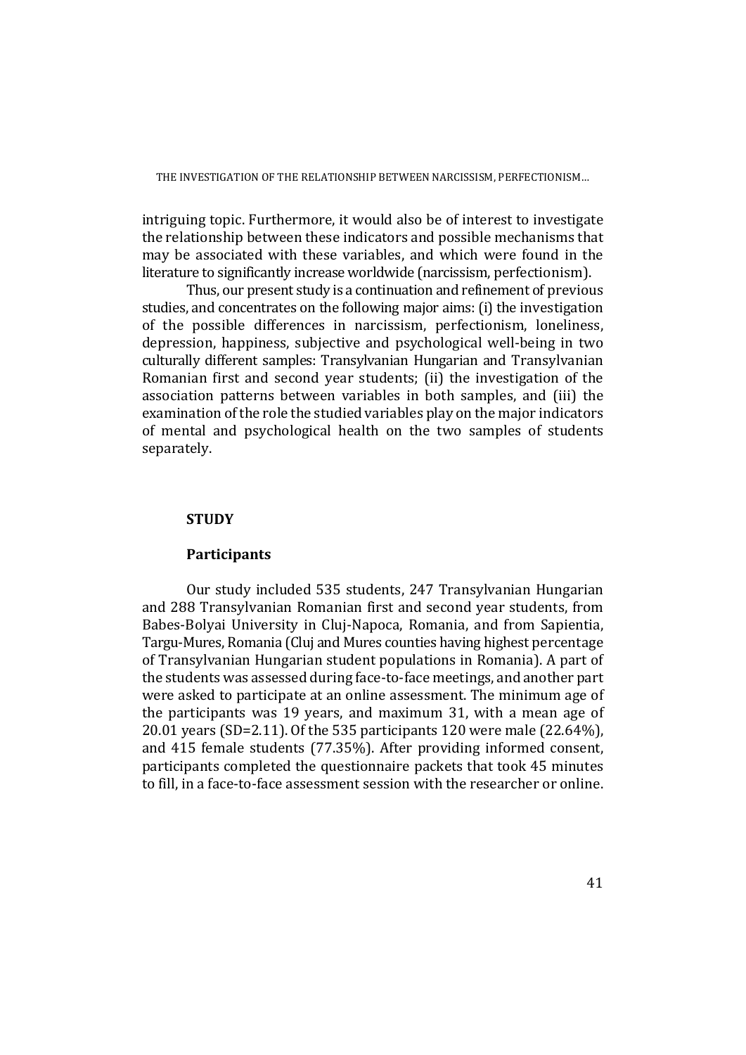intriguing topic. Furthermore, it would also be of interest to investigate the relationship between these indicators and possible mechanisms that may be associated with these variables, and which were found in the literature to significantly increase worldwide (narcissism, perfectionism).

Thus, our present study is a continuation and refinement of previous studies, and concentrates on the following major aims: (i) the investigation of the possible differences in narcissism, perfectionism, loneliness, depression, happiness, subjective and psychological well-being in two culturally different samples: Transylvanian Hungarian and Transylvanian Romanian first and second year students; (ii) the investigation of the association patterns between variables in both samples, and (iii) the examination of the role the studied variables play on the major indicators of mental and psychological health on the two samples of students separately.

## STUDY

### Participants

Our study included 535 students, 247 Transylvanian Hungarian and 288 Transylvanian Romanian first and second year students, from Babes-Bolyai University in Cluj-Napoca, Romania, and from Sapientia, Targu-Mures, Romania (Cluj and Mures counties having highest percentage of Transylvanian Hungarian student populations in Romania). A part of the students was assessed during face-to-face meetings, and another part were asked to participate at an online assessment. The minimum age of the participants was 19 years, and maximum 31, with a mean age of 20.01 years (SD=2.11). Of the 535 participants 120 were male (22.64%), and 415 female students (77.35%). After providing informed consent, participants completed the questionnaire packets that took 45 minutes to fill, in a face-to-face assessment session with the researcher or online.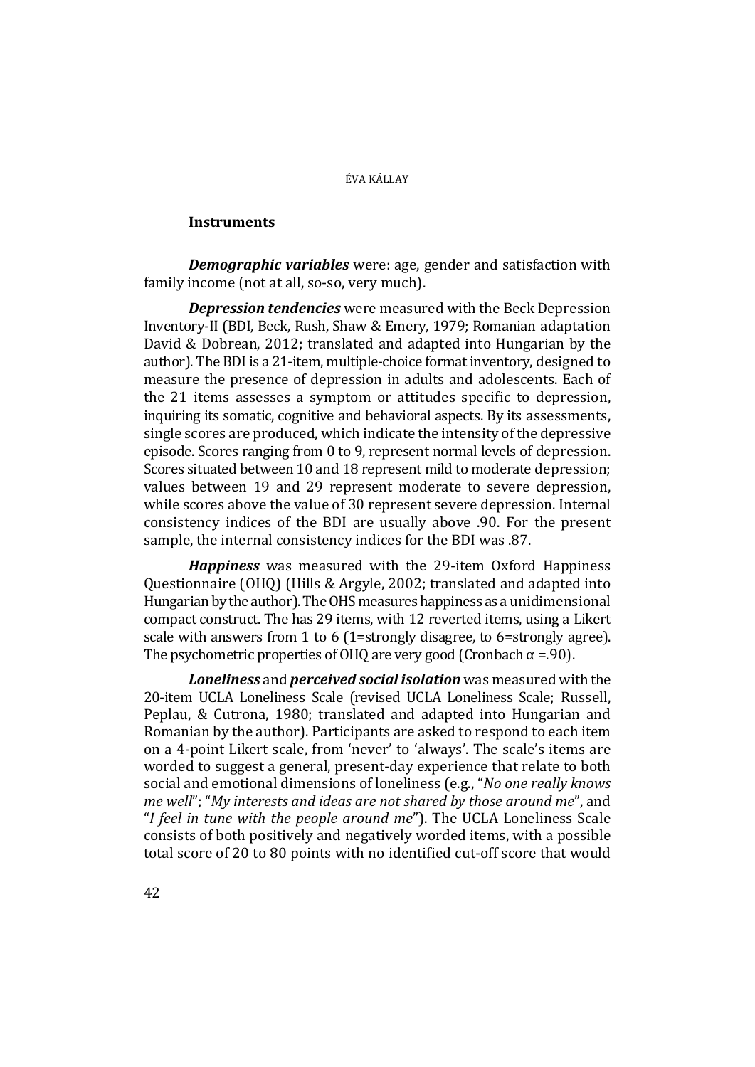## Instruments

***Demographic variables*** were: age, gender and satisfaction with family income (not at all, so-so, very much).

***Depression tendencies*** were measured with the Beck Depression Inventory-II (BDI, Beck, Rush, Shaw & Emery, 1979; Romanian adaptation David & Dobrean, 2012; translated and adapted into Hungarian by the author). The BDI is a 21-item, multiple-choice format inventory, designed to measure the presence of depression in adults and adolescents. Each of the 21 items assesses a symptom or attitudes specific to depression, inquiring its somatic, cognitive and behavioral aspects. By its assessments, single scores are produced, which indicate the intensity of the depressive episode. Scores ranging from 0 to 9, represent normal levels of depression. Scores situated between 10 and 18 represent mild to moderate depression; values between 19 and 29 represent moderate to severe depression, while scores above the value of 30 represent severe depression. Internal consistency indices of the BDI are usually above .90. For the present sample, the internal consistency indices for the BDI was .87.

***Happiness*** was measured with the 29-item Oxford Happiness Questionnaire (OHQ) (Hills & Argyle, 2002; translated and adapted into Hungarian by the author). The OHS measures happiness as a unidimensional compact construct. The has 29 items, with 12 reverted items, using a Likert scale with answers from 1 to 6 (1=strongly disagree, to 6=strongly agree). The psychometric properties of OHQ are very good (Cronbach $\alpha$ =.90).

***Loneliness*** and ***perceived social isolation*** was measured with the 20-item UCLA Loneliness Scale (revised UCLA Loneliness Scale; Russell, Peplau, & Cutrona, 1980; translated and adapted into Hungarian and Romanian by the author). Participants are asked to respond to each item on a 4-point Likert scale, from 'never' to 'always'. The scale's items are worded to suggest a general, present-day experience that relate to both social and emotional dimensions of loneliness (e.g., "*No one really knows me well*"; "*My interests and ideas are not shared by those around me*", and "*I feel in tune with the people around me*"). The UCLA Loneliness Scale consists of both positively and negatively worded items, with a possible total score of 20 to 80 points with no identified cut-off score that would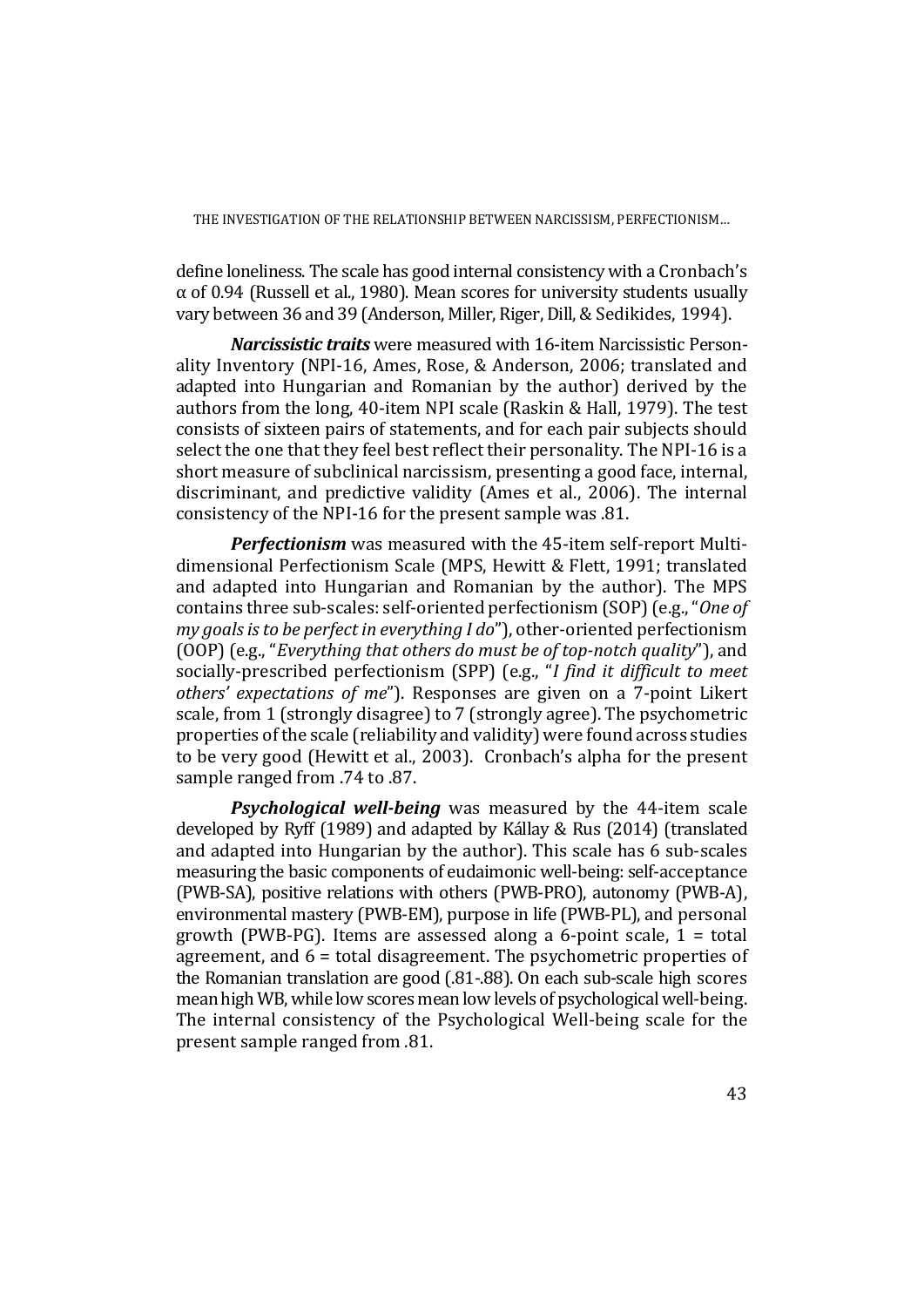define loneliness. The scale has good internal consistency with a Cronbach's α of 0.94 (Russell et al., 1980). Mean scores for university students usually vary between 36 and 39 (Anderson, Miller, Riger, Dill, & Sedikides, 1994).

***Narcissistic traits*** were measured with 16-item Narcissistic Personality Inventory (NPI-16, Ames, Rose, & Anderson, 2006; translated and adapted into Hungarian and Romanian by the author) derived by the authors from the long, 40-item NPI scale (Raskin & Hall, 1979). The test consists of sixteen pairs of statements, and for each pair subjects should select the one that they feel best reflect their personality. The NPI-16 is a short measure of subclinical narcissism, presenting a good face, internal, discriminant, and predictive validity (Ames et al., 2006). The internal consistency of the NPI-16 for the present sample was .81.

***Perfectionism*** was measured with the 45-item self-report Multidimensional Perfectionism Scale (MPS, Hewitt & Flett, 1991; translated and adapted into Hungarian and Romanian by the author). The MPS contains three sub-scales: self-oriented perfectionism (SOP) (e.g., "*One of my goals is to be perfect in everything I do*"), other-oriented perfectionism (OOP) (e.g., "*Everything that others do must be of top-notch quality*"), and socially-prescribed perfectionism (SPP) (e.g., "*I find it difficult to meet others' expectations of me*"). Responses are given on a 7-point Likert scale, from 1 (strongly disagree) to 7 (strongly agree). The psychometric properties of the scale (reliability and validity) were found across studies to be very good (Hewitt et al., 2003). Cronbach's alpha for the present sample ranged from .74 to .87.

***Psychological well-being*** was measured by the 44-item scale developed by Ryff (1989) and adapted by Kállay & Rus (2014) (translated and adapted into Hungarian by the author). This scale has 6 sub-scales measuring the basic components of eudaimonic well-being: self-acceptance (PWB-SA), positive relations with others (PWB-PRO), autonomy (PWB-A), environmental mastery (PWB-EM), purpose in life (PWB-PL), and personal growth (PWB-PG). Items are assessed along a 6-point scale, 1 = total agreement, and 6 = total disagreement. The psychometric properties of the Romanian translation are good (.81-.88). On each sub-scale high scores mean high WB, while low scores mean low levels of psychological well-being. The internal consistency of the Psychological Well-being scale for the present sample ranged from .81.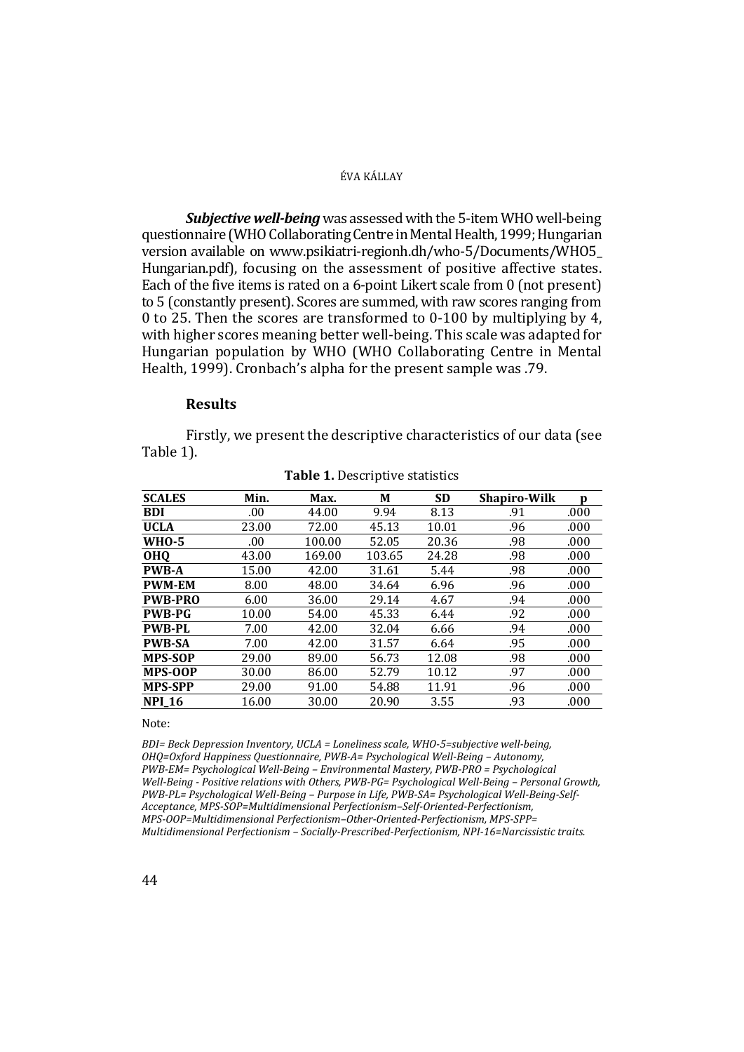***Subjective well-being*** was assessed with the 5-item WHO well-being questionnaire (WHO Collaborating Centre in Mental Health, 1999; Hungarian version available on www.psikiatri-regionh.dh/who-5/Documents/WHO5_Hungarian.pdf), focusing on the assessment of positive affective states. Each of the five items is rated on a 6-point Likert scale from 0 (not present) to 5 (constantly present). Scores are summed, with raw scores ranging from 0 to 25. Then the scores are transformed to 0-100 by multiplying by 4, with higher scores meaning better well-being. This scale was adapted for Hungarian population by WHO (WHO Collaborating Centre in Mental Health, 1999). Cronbach's alpha for the present sample was .79.

## Results

Firstly, we present the descriptive characteristics of our data (see Table 1).

**Table 1.** Descriptive statistics

| SCALES | Min. | Max. | M | SD | Shapiro-Wilk | p |
|---|---|---|---|---|---|---|
| **BDI** | .00 | 44.00 | 9.94 | 8.13 | .91 | .000 |
| **UCLA** | 23.00 | 72.00 | 45.13 | 10.01 | .96 | .000 |
| **WHO-5** | .00 | 100.00 | 52.05 | 20.36 | .98 | .000 |
| **OHQ** | 43.00 | 169.00 | 103.65 | 24.28 | .98 | .000 |
| **PWB-A** | 15.00 | 42.00 | 31.61 | 5.44 | .98 | .000 |
| **PWM-EM** | 8.00 | 48.00 | 34.64 | 6.96 | .96 | .000 |
| **PWB-PRO** | 6.00 | 36.00 | 29.14 | 4.67 | .94 | .000 |
| **PWB-PG** | 10.00 | 54.00 | 45.33 | 6.44 | .92 | .000 |
| **PWB-PL** | 7.00 | 42.00 | 32.04 | 6.66 | .94 | .000 |
| **PWB-SA** | 7.00 | 42.00 | 31.57 | 6.64 | .95 | .000 |
| **MPS-SOP** | 29.00 | 89.00 | 56.73 | 12.08 | .98 | .000 |
| **MPS-OOP** | 30.00 | 86.00 | 52.79 | 10.12 | .97 | .000 |
| **MPS-SPP** | 29.00 | 91.00 | 54.88 | 11.91 | .96 | .000 |
| **NPI_16** | 16.00 | 30.00 | 20.90 | 3.55 | .93 | .000 |

Note:

*BDI= Beck Depression Inventory, UCLA = Loneliness scale, WHO-5=subjective well-being, OHQ=Oxford Happiness Questionnaire, PWB-A= Psychological Well-Being – Autonomy, PWB-EM= Psychological Well-Being – Environmental Mastery, PWB-PRO = Psychological Well-Being - Positive relations with Others, PWB-PG= Psychological Well-Being – Personal Growth, PWB-PL= Psychological Well-Being – Purpose in Life, PWB-SA= Psychological Well-Being-Self-Acceptance, MPS-SOP=Multidimensional Perfectionism–Self-Oriented-Perfectionism, MPS-OOP=Multidimensional Perfectionism–Other-Oriented-Perfectionism, MPS-SPP= Multidimensional Perfectionism – Socially-Prescribed-Perfectionism, NPI-16=Narcissistic traits.*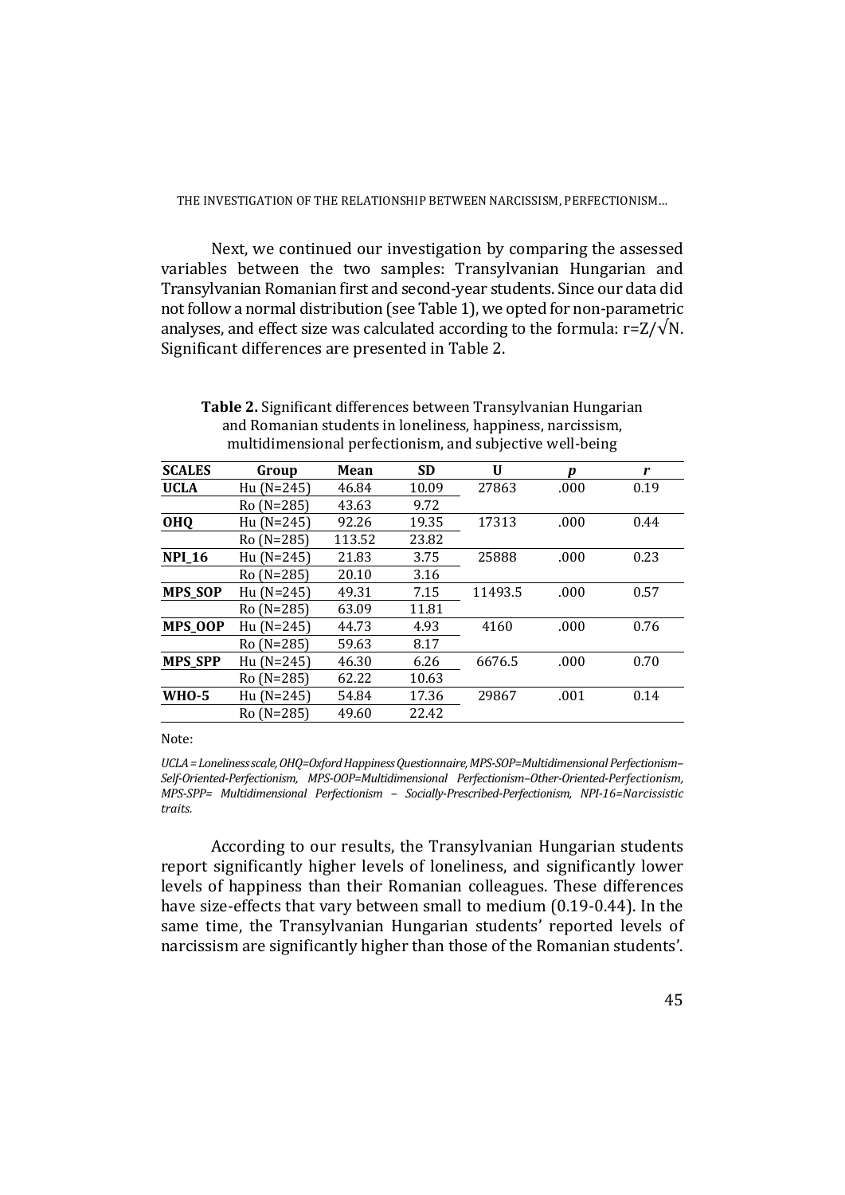Next, we continued our investigation by comparing the assessed variables between the two samples: Transylvanian Hungarian and Transylvanian Romanian first and second-year students. Since our data did not follow a normal distribution (see Table 1), we opted for non-parametric analyses, and effect size was calculated according to the formula: $r=Z/\sqrt{N}$. Significant differences are presented in Table 2.

**Table 2.** Significant differences between Transylvanian Hungarian and Romanian students in loneliness, happiness, narcissism, multidimensional perfectionism, and subjective well-being

| SCALES | Group | Mean | SD | U | *p* | *r* |
|---|---|---|---|---|---|---|
| **UCLA** | Hu (N=245) | 46.84 | 10.09 | 27863 | .000 | 0.19 |
| | Ro (N=285) | 43.63 | 9.72 | | | |
| **OHQ** | Hu (N=245) | 92.26 | 19.35 | 17313 | .000 | 0.44 |
| | Ro (N=285) | 113.52 | 23.82 | | | |
| **NPI_16** | Hu (N=245) | 21.83 | 3.75 | 25888 | .000 | 0.23 |
| | Ro (N=285) | 20.10 | 3.16 | | | |
| **MPS_SOP** | Hu (N=245) | 49.31 | 7.15 | 11493.5 | .000 | 0.57 |
| | Ro (N=285) | 63.09 | 11.81 | | | |
| **MPS_OOP** | Hu (N=245) | 44.73 | 4.93 | 4160 | .000 | 0.76 |
| | Ro (N=285) | 59.63 | 8.17 | | | |
| **MPS_SPP** | Hu (N=245) | 46.30 | 6.26 | 6676.5 | .000 | 0.70 |
| | Ro (N=285) | 62.22 | 10.63 | | | |
| **WHO-5** | Hu (N=245) | 54.84 | 17.36 | 29867 | .001 | 0.14 |
| | Ro (N=285) | 49.60 | 22.42 | | | |

Note:

*UCLA = Loneliness scale, OHQ=Oxford Happiness Questionnaire, MPS-SOP=Multidimensional Perfectionism–Self-Oriented-Perfectionism, MPS-OOP=Multidimensional Perfectionism–Other-Oriented-Perfectionism, MPS-SPP= Multidimensional Perfectionism – Socially-Prescribed-Perfectionism, NPI-16=Narcissistic traits.*

According to our results, the Transylvanian Hungarian students report significantly higher levels of loneliness, and significantly lower levels of happiness than their Romanian colleagues. These differences have size-effects that vary between small to medium (0.19-0.44). In the same time, the Transylvanian Hungarian students' reported levels of narcissism are significantly higher than those of the Romanian students'.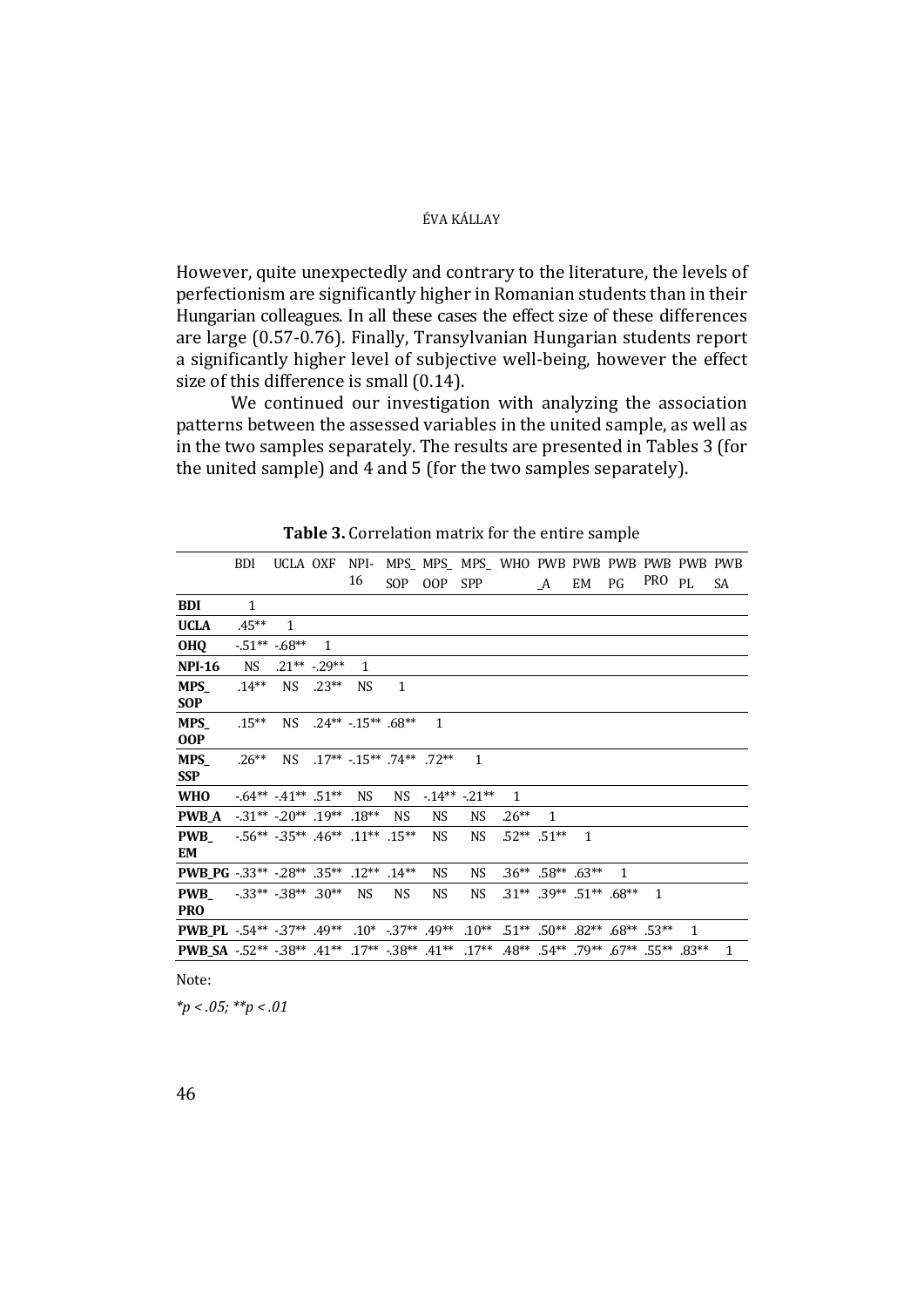However, quite unexpectedly and contrary to the literature, the levels of perfectionism are significantly higher in Romanian students than in their Hungarian colleagues. In all these cases the effect size of these differences are large (0.57-0.76). Finally, Transylvanian Hungarian students report a significantly higher level of subjective well-being, however the effect size of this difference is small (0.14).

We continued our investigation with analyzing the association patterns between the assessed variables in the united sample, as well as in the two samples separately. The results are presented in Tables 3 (for the united sample) and 4 and 5 (for the two samples separately).

**Table 3.** Correlation matrix for the entire sample

| | BDI | UCLA | OXF | NPI-16 | MPS_SOP | MPS_OOP | MPS_SPP | WHO | PWB_A | PWB EM | PWB PG | PWB PRO | PWB PL | PWB SA |
|---|---|---|---|---|---|---|---|---|---|---|---|---|---|---|
| **BDI** | 1 | | | | | | | | | | | | | |
| **UCLA** | .45** | 1 | | | | | | | | | | | | |
| **OHQ** | -.51** | -.68** | 1 | | | | | | | | | | | |
| **NPI-16** | NS | .21** | -.29** | 1 | | | | | | | | | | |
| **MPS_SOP** | .14** | NS | .23** | NS | 1 | | | | | | | | | |
| **MPS_OOP** | .15** | NS | .24** | -.15** | .68** | 1 | | | | | | | | |
| **MPS_SSP** | .26** | NS | .17** | -.15** | .74** | .72** | 1 | | | | | | | |
| **WHO** | -.64** | -.41** | .51** | NS | NS | -.14** | -.21** | 1 | | | | | | |
| **PWB_A** | -.31** | -.20** | .19** | .18** | NS | NS | NS | .26** | 1 | | | | | |
| **PWB_EM** | -.56** | -.35** | .46** | .11** | .15** | NS | NS | .52** | .51** | 1 | | | | |
| **PWB_PG** | -.33** | -.28** | .35** | .12** | .14** | NS | NS | .36** | .58** | .63** | 1 | | | |
| **PWB_PRO** | -.33** | -.38** | .30** | NS | NS | NS | NS | .31** | .39** | .51** | .68** | 1 | | |
| **PWB_PL** | -.54** | -.37** | .49** | .10* | -.37** | .49** | .10** | .51** | .50** | .82** | .68** | .53** | 1 | |
| **PWB_SA** | -.52** | -.38** | .41** | .17** | -.38** | .41** | .17** | .48** | .54** | .79** | .67** | .55** | .83** | 1 |

Note:

*\*p < .05; \*\*p < .01*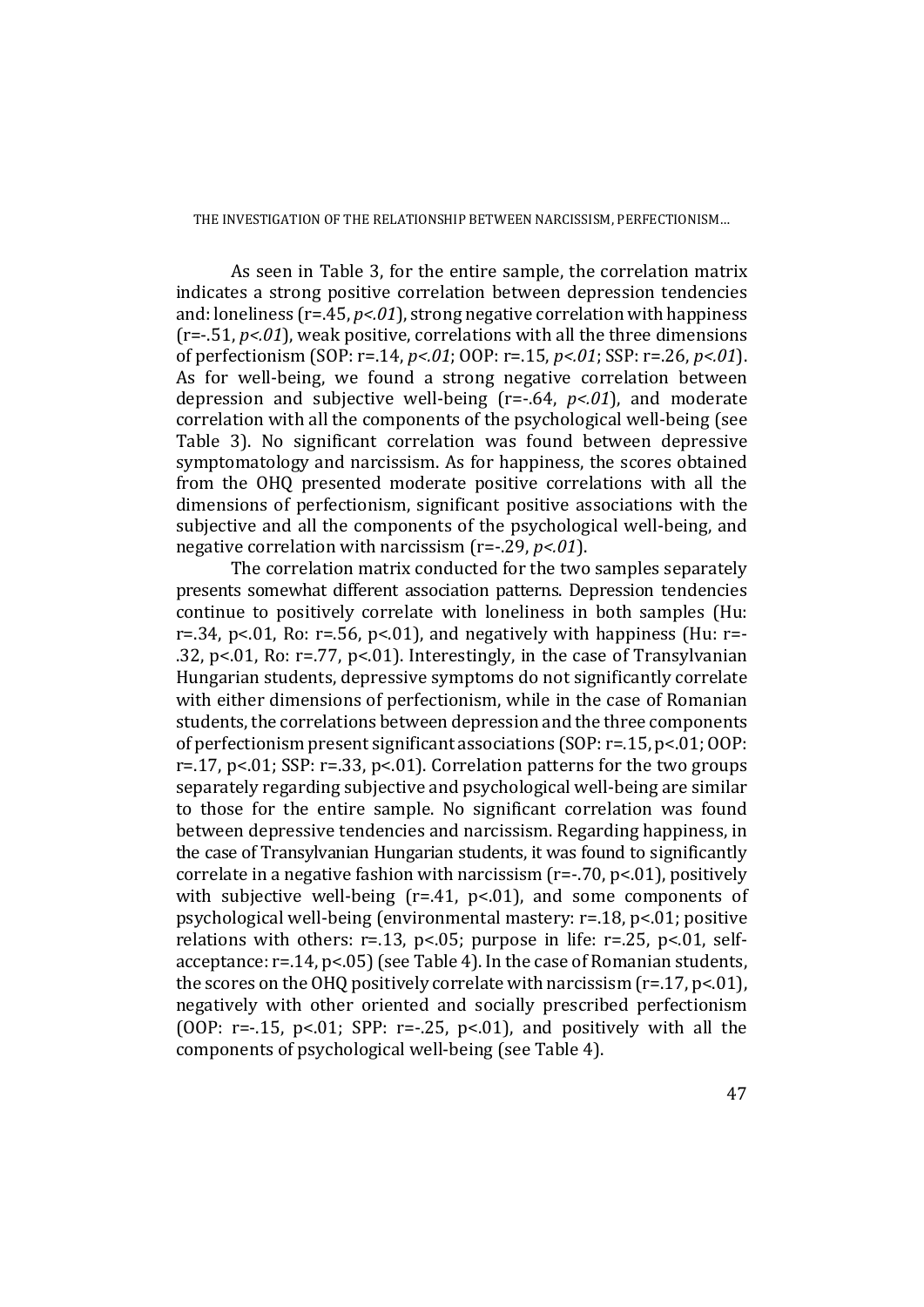As seen in Table 3, for the entire sample, the correlation matrix indicates a strong positive correlation between depression tendencies and: loneliness (r=.45, *p<.01*), strong negative correlation with happiness (r=-.51, *p<.01*), weak positive, correlations with all the three dimensions of perfectionism (SOP: r=.14, *p<.01*; OOP: r=.15, *p<.01*; SSP: r=.26, *p<.01*). As for well-being, we found a strong negative correlation between depression and subjective well-being (r=-.64, *p<.01*), and moderate correlation with all the components of the psychological well-being (see Table 3). No significant correlation was found between depressive symptomatology and narcissism. As for happiness, the scores obtained from the OHQ presented moderate positive correlations with all the dimensions of perfectionism, significant positive associations with the subjective and all the components of the psychological well-being, and negative correlation with narcissism (r=-.29, *p<.01*).

The correlation matrix conducted for the two samples separately presents somewhat different association patterns. Depression tendencies continue to positively correlate with loneliness in both samples (Hu: r=.34, p<.01, Ro: r=.56, p<.01), and negatively with happiness (Hu: r=-.32, p<.01, Ro: r=.77, p<.01). Interestingly, in the case of Transylvanian Hungarian students, depressive symptoms do not significantly correlate with either dimensions of perfectionism, while in the case of Romanian students, the correlations between depression and the three components of perfectionism present significant associations (SOP: r=.15, p<.01; OOP: r=.17, p<.01; SSP: r=.33, p<.01). Correlation patterns for the two groups separately regarding subjective and psychological well-being are similar to those for the entire sample. No significant correlation was found between depressive tendencies and narcissism. Regarding happiness, in the case of Transylvanian Hungarian students, it was found to significantly correlate in a negative fashion with narcissism (r=-.70, p<.01), positively with subjective well-being (r=.41, p<.01), and some components of psychological well-being (environmental mastery: r=.18, p<.01; positive relations with others: r=.13, p<.05; purpose in life: r=.25, p<.01, self-acceptance: r=.14, p<.05) (see Table 4). In the case of Romanian students, the scores on the OHQ positively correlate with narcissism (r=.17, p<.01), negatively with other oriented and socially prescribed perfectionism (OOP: r=-.15, p<.01; SPP: r=-.25, p<.01), and positively with all the components of psychological well-being (see Table 4).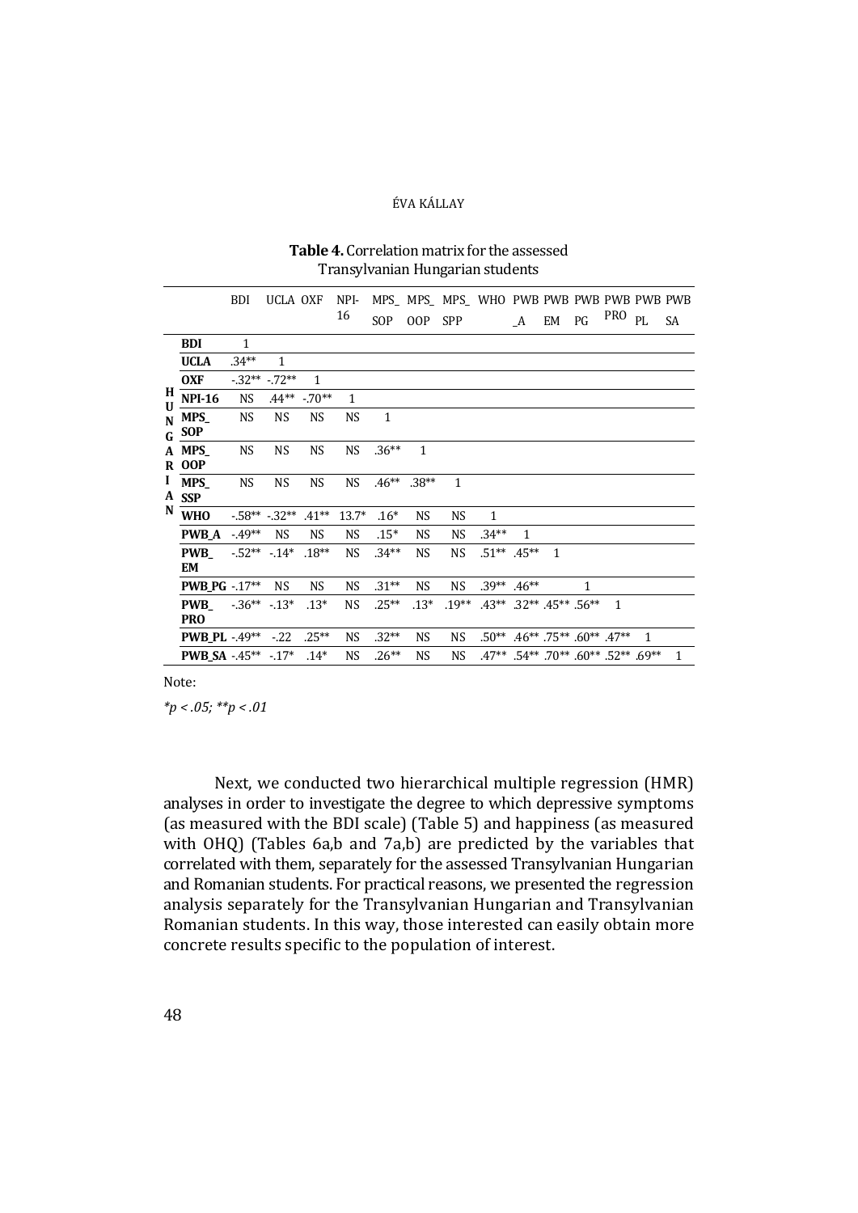**Table 4.** Correlation matrix for the assessed Transylvanian Hungarian students

| | | BDI | UCLA | OXF | NPI-16 | MPS_ SOP | MPS_ OOP | MPS_ SPP | WHO | PWB _A | PWB EM | PWB PG | PWB PRO | PWB PL | PWB SA |
|---|---|---|---|---|---|---|---|---|---|---|---|---|---|---|---|
| HUNGARIAN | **BDI** | 1 | | | | | | | | | | | | | |
| | **UCLA** | .34** | 1 | | | | | | | | | | | | |
| | **OXF** | -.32** | -.72** | 1 | | | | | | | | | | | |
| | **NPI-16** | NS | .44** | -.70** | 1 | | | | | | | | | | |
| | **MPS_ SOP** | NS | NS | NS | NS | 1 | | | | | | | | | |
| | **MPS_ OOP** | NS | NS | NS | NS | .36** | 1 | | | | | | | | |
| | **MPS_ SSP** | NS | NS | NS | NS | .46** | .38** | 1 | | | | | | | |
| | **WHO** | -.58** | -.32** | .41** | 13.7* | .16* | NS | NS | 1 | | | | | | |
| | **PWB_A** | -.49** | NS | NS | NS | .15* | NS | NS | .34** | 1 | | | | | |
| | **PWB_ EM** | -.52** | -.14* | .18** | NS | .34** | NS | NS | .51** | .45** | 1 | | | | |
| | **PWB_PG** | -.17** | NS | NS | NS | .31** | NS | NS | .39** | .46** | | 1 | | | |
| | **PWB_ PRO** | -.36** | -.13* | .13* | NS | .25** | .13* | .19** | .43** | .32** | .45** | .56** | 1 | | |
| | **PWB_PL** | -.49** | -.22 | .25** | NS | .32** | NS | NS | .50** | .46** | .75** | .60** | .47** | 1 | |
| | **PWB_SA** | -.45** | -.17* | .14* | NS | .26** | NS | NS | .47** | .54** | .70** | .60** | .52** | .69** | 1 |

Note:

*\*p < .05; \*\*p < .01*

Next, we conducted two hierarchical multiple regression (HMR) analyses in order to investigate the degree to which depressive symptoms (as measured with the BDI scale) (Table 5) and happiness (as measured with OHQ) (Tables 6a,b and 7a,b) are predicted by the variables that correlated with them, separately for the assessed Transylvanian Hungarian and Romanian students. For practical reasons, we presented the regression analysis separately for the Transylvanian Hungarian and Transylvanian Romanian students. In this way, those interested can easily obtain more concrete results specific to the population of interest.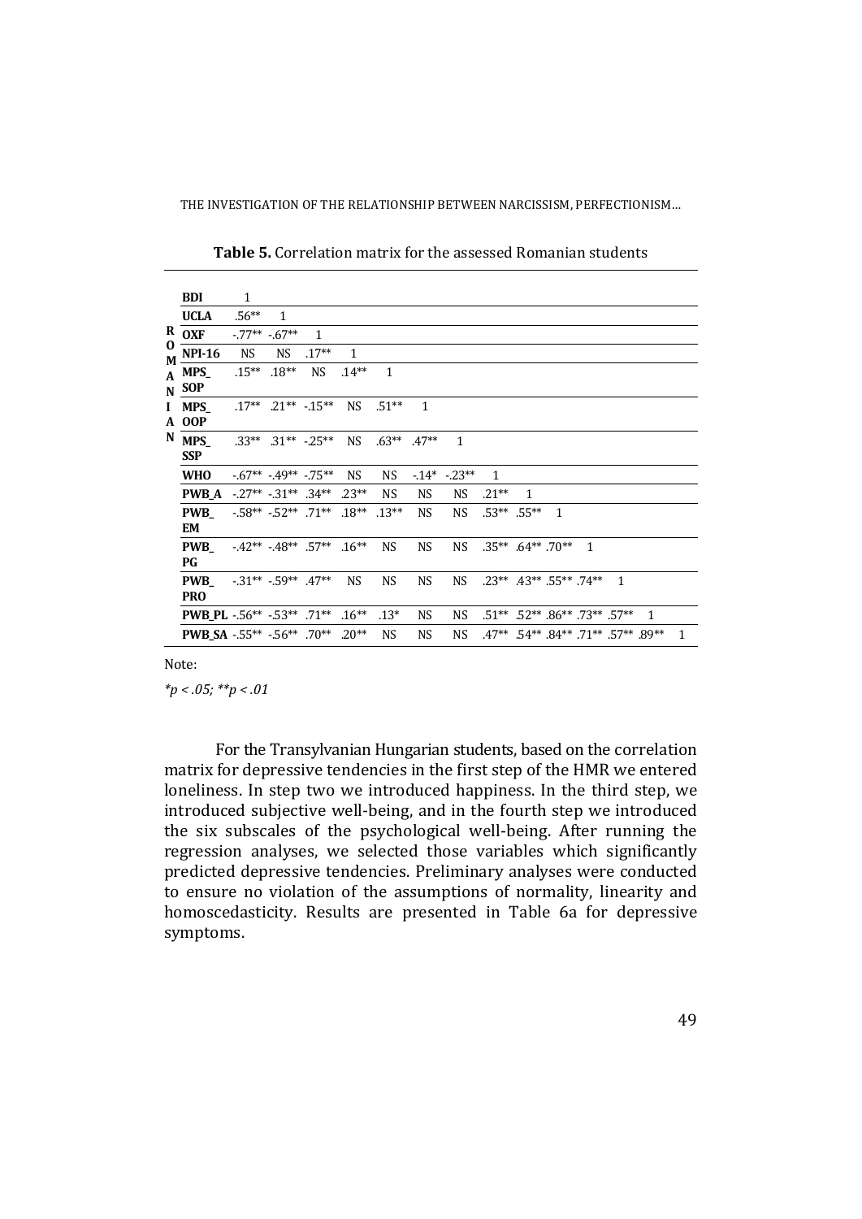**Table 5.** Correlation matrix for the assessed Romanian students

| | | BDI | UCLA | OXF | NPI-16 | MPS_SOP | MPS_OOP | MPS_SSP | WHO | PWB_A | PWB_EM | PWB_PG | PWB_PRO | PWB_PL | PWB_SA |
|---|---|---|---|---|---|---|---|---|---|---|---|---|---|---|---|
| ROMANIAN | BDI | 1 | | | | | | | | | | | | | |
| | UCLA | .56** | 1 | | | | | | | | | | | | |
| | OXF | -.77** | -.67** | 1 | | | | | | | | | | | |
| | NPI-16 | NS | NS | .17** | 1 | | | | | | | | | | |
| | MPS_SOP | .15** | .18** | NS | .14** | 1 | | | | | | | | | |
| | MPS_OOP | .17** | .21** | -.15** | NS | .51** | 1 | | | | | | | | |
| | MPS_SSP | .33** | .31** | -.25** | NS | .63** | .47** | 1 | | | | | | | |
| | WHO | -.67** | -.49** | -.75** | NS | NS | -.14* | -.23** | 1 | | | | | | |
| | PWB_A | -.27** | -.31** | .34** | .23** | NS | NS | NS | .21** | 1 | | | | | |
| | PWB_EM | -.58** | -.52** | .71** | .18** | .13** | NS | NS | .53** | .55** | 1 | | | | |
| | PWB_PG | -.42** | -.48** | .57** | .16** | NS | NS | NS | .35** | .64** | .70** | 1 | | | |
| | PWB_PRO | -.31** | -.59** | .47** | NS | NS | NS | NS | .23** | .43** | .55** | .74** | 1 | | |
| | PWB_PL | -.56** | -.53** | .71** | .16** | .13* | NS | NS | .51** | .52** | .86** | .73** | .57** | 1 | |
| | PWB_SA | -.55** | -.56** | .70** | .20** | NS | NS | NS | .47** | .54** | .84** | .71** | .57** | .89** | 1 |

Note:

*\*p < .05; \*\*p < .01*

For the Transylvanian Hungarian students, based on the correlation matrix for depressive tendencies in the first step of the HMR we entered loneliness. In step two we introduced happiness. In the third step, we introduced subjective well-being, and in the fourth step we introduced the six subscales of the psychological well-being. After running the regression analyses, we selected those variables which significantly predicted depressive tendencies. Preliminary analyses were conducted to ensure no violation of the assumptions of normality, linearity and homoscedasticity. Results are presented in Table 6a for depressive symptoms.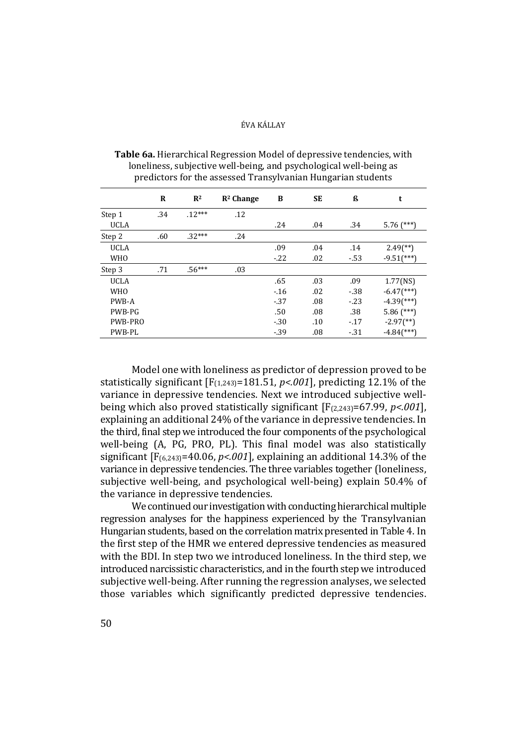**Table 6a.** Hierarchical Regression Model of depressive tendencies, with loneliness, subjective well-being, and psychological well-being as predictors for the assessed Transylvanian Hungarian students

| | R | $R^2$ | $R^2$ Change | B | SE | ß | t |
|---|---|---|---|---|---|---|---|
| Step 1 | .34 | .12*** | .12 | | | | |
| UCLA | | | | .24 | .04 | .34 | 5.76 (***) |
| Step 2 | .60 | .32*** | .24 | | | | |
| UCLA | | | | .09 | .04 | .14 | 2.49(**) |
| WHO | | | | -.22 | .02 | -.53 | -9.51(***) |
| Step 3 | .71 | .56*** | .03 | | | | |
| UCLA | | | | .65 | .03 | .09 | 1.77(NS) |
| WHO | | | | -.16 | .02 | -.38 | -6.47(***) |
| PWB-A | | | | -.37 | .08 | -.23 | -4.39(***) |
| PWB-PG | | | | .50 | .08 | .38 | 5.86 (***) |
| PWB-PRO | | | | -.30 | .10 | -.17 | -2.97(**) |
| PWB-PL | | | | -.39 | .08 | -.31 | -4.84(***) |

Model one with loneliness as predictor of depression proved to be statistically significant [$F_{(1,243)}$=181.51, *p<.001*], predicting 12.1% of the variance in depressive tendencies. Next we introduced subjective well-being which also proved statistically significant [$F_{(2,243)}$=67.99, *p<.001*], explaining an additional 24% of the variance in depressive tendencies. In the third, final step we introduced the four components of the psychological well-being (A, PG, PRO, PL). This final model was also statistically significant [$F_{(6,243)}$=40.06, *p<.001*], explaining an additional 14.3% of the variance in depressive tendencies. The three variables together (loneliness, subjective well-being, and psychological well-being) explain 50.4% of the variance in depressive tendencies.

We continued our investigation with conducting hierarchical multiple regression analyses for the happiness experienced by the Transylvanian Hungarian students, based on the correlation matrix presented in Table 4. In the first step of the HMR we entered depressive tendencies as measured with the BDI. In step two we introduced loneliness. In the third step, we introduced narcissistic characteristics, and in the fourth step we introduced subjective well-being. After running the regression analyses, we selected those variables which significantly predicted depressive tendencies.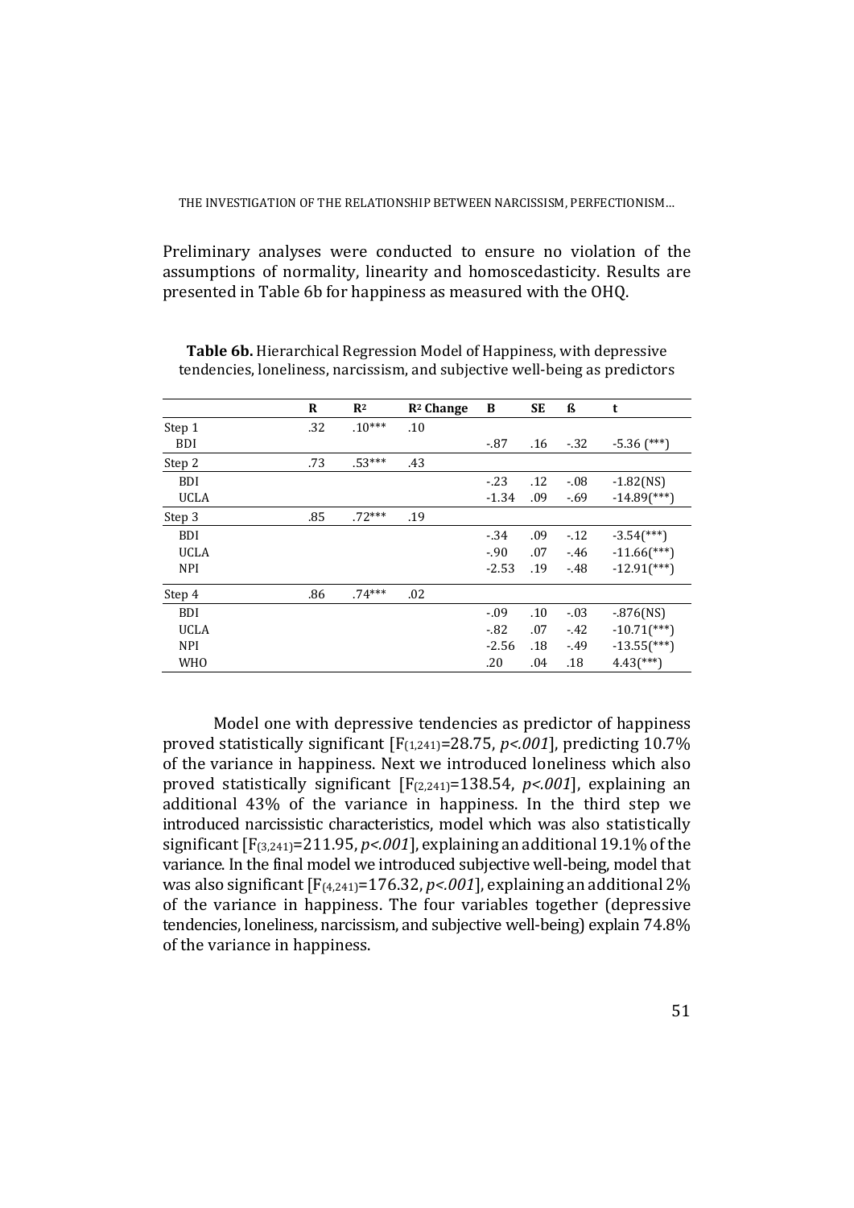Preliminary analyses were conducted to ensure no violation of the assumptions of normality, linearity and homoscedasticity. Results are presented in Table 6b for happiness as measured with the OHQ.

**Table 6b.** Hierarchical Regression Model of Happiness, with depressive tendencies, loneliness, narcissism, and subjective well-being as predictors

| | R | R² | R² Change | B | SE | ß | t |
|---|---|---|---|---|---|---|---|
| Step 1 | .32 | .10*** | .10 | | | | |
| BDI | | | | -.87 | .16 | -.32 | -5.36 (***) |
| Step 2 | .73 | .53*** | .43 | | | | |
| BDI | | | | -.23 | .12 | -.08 | -1.82(NS) |
| UCLA | | | | -1.34 | .09 | -.69 | -14.89(***) |
| Step 3 | .85 | .72*** | .19 | | | | |
| BDI | | | | -.34 | .09 | -.12 | -3.54(***) |
| UCLA | | | | -.90 | .07 | -.46 | -11.66(***) |
| NPI | | | | -2.53 | .19 | -.48 | -12.91(***) |
| Step 4 | .86 | .74*** | .02 | | | | |
| BDI | | | | -.09 | .10 | -.03 | -.876(NS) |
| UCLA | | | | -.82 | .07 | -.42 | -10.71(***) |
| NPI | | | | -2.56 | .18 | -.49 | -13.55(***) |
| WHO | | | | .20 | .04 | .18 | 4.43(***) |

Model one with depressive tendencies as predictor of happiness proved statistically significant [$F_{(1,241)}$=28.75, *p<.001*], predicting 10.7% of the variance in happiness. Next we introduced loneliness which also proved statistically significant [$F_{(2,241)}$=138.54, *p<.001*], explaining an additional 43% of the variance in happiness. In the third step we introduced narcissistic characteristics, model which was also statistically significant [$F_{(3,241)}$=211.95, *p<.001*], explaining an additional 19.1% of the variance. In the final model we introduced subjective well-being, model that was also significant [$F_{(4,241)}$=176.32, *p<.001*], explaining an additional 2% of the variance in happiness. The four variables together (depressive tendencies, loneliness, narcissism, and subjective well-being) explain 74.8% of the variance in happiness.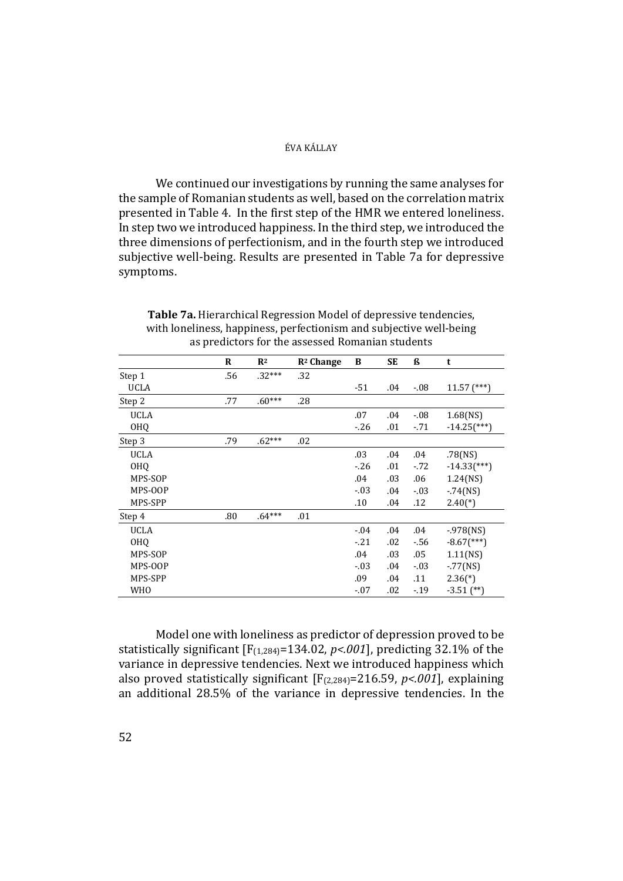We continued our investigations by running the same analyses for the sample of Romanian students as well, based on the correlation matrix presented in Table 4. In the first step of the HMR we entered loneliness. In step two we introduced happiness. In the third step, we introduced the three dimensions of perfectionism, and in the fourth step we introduced subjective well-being. Results are presented in Table 7a for depressive symptoms.

**Table 7a.** Hierarchical Regression Model of depressive tendencies, with loneliness, happiness, perfectionism and subjective well-being as predictors for the assessed Romanian students

| | R | $R^2$ | $R^2$ Change | B | SE | ß | t |
|---|---|---|---|---|---|---|---|
| Step 1 | .56 | .32*** | .32 | | | | |
| UCLA | | | | -51 | .04 | -.08 | 11.57 (***) |
| Step 2 | .77 | .60*** | .28 | | | | |
| UCLA | | | | .07 | .04 | -.08 | 1.68(NS) |
| OHQ | | | | -.26 | .01 | -.71 | -14.25(***) |
| Step 3 | .79 | .62*** | .02 | | | | |
| UCLA | | | | .03 | .04 | .04 | .78(NS) |
| OHQ | | | | -.26 | .01 | -.72 | -14.33(***) |
| MPS-SOP | | | | .04 | .03 | .06 | 1.24(NS) |
| MPS-OOP | | | | -.03 | .04 | -.03 | -.74(NS) |
| MPS-SPP | | | | .10 | .04 | .12 | 2.40(*) |
| Step 4 | .80 | .64*** | .01 | | | | |
| UCLA | | | | -.04 | .04 | .04 | -.978(NS) |
| OHQ | | | | -.21 | .02 | -.56 | -8.67(***) |
| MPS-SOP | | | | .04 | .03 | .05 | 1.11(NS) |
| MPS-OOP | | | | -.03 | .04 | -.03 | -.77(NS) |
| MPS-SPP | | | | .09 | .04 | .11 | 2.36(*) |
| WHO | | | | -.07 | .02 | -.19 | -3.51 (**) |

Model one with loneliness as predictor of depression proved to be statistically significant [$F_{(1,284)}$=134.02, $p<.001$], predicting 32.1% of the variance in depressive tendencies. Next we introduced happiness which also proved statistically significant [$F_{(2,284)}$=216.59, $p<.001$], explaining an additional 28.5% of the variance in depressive tendencies. In the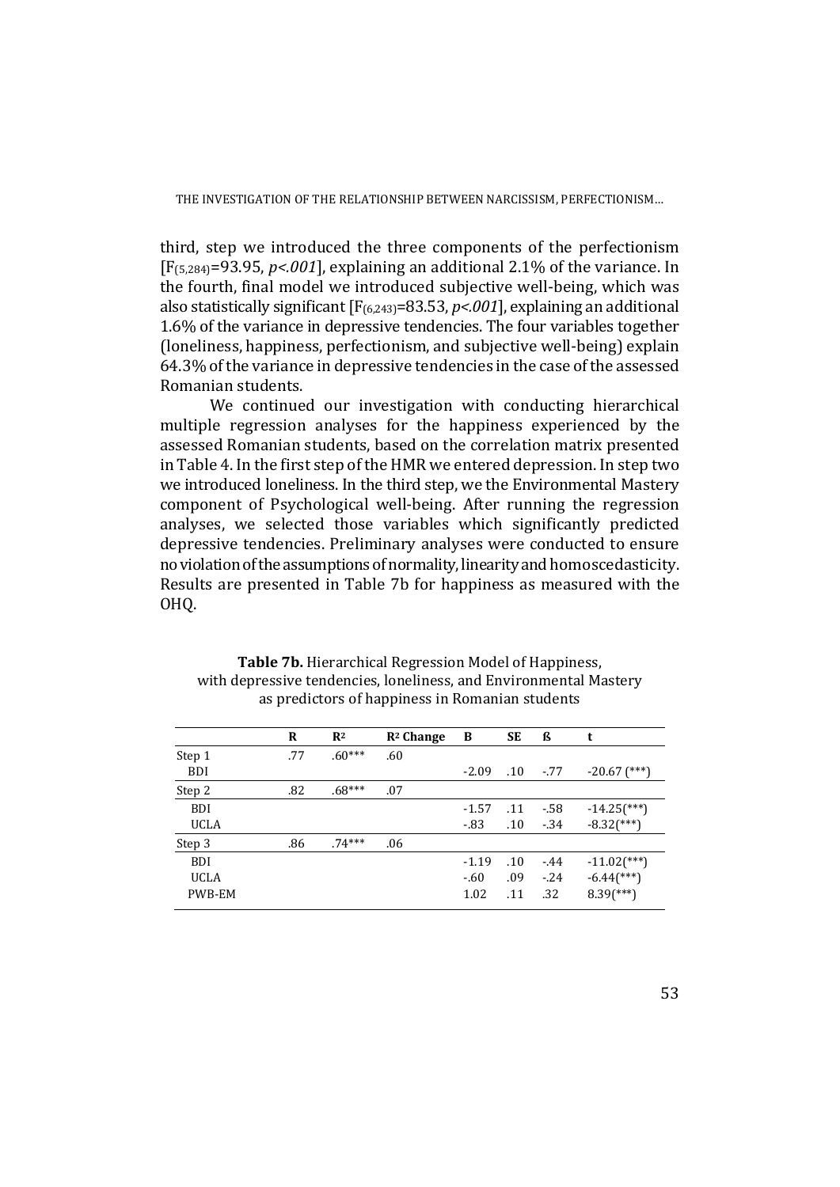third, step we introduced the three components of the perfectionism [$F_{(5,284)}$=93.95, *p<.001*], explaining an additional 2.1% of the variance. In the fourth, final model we introduced subjective well-being, which was also statistically significant [$F_{(6,243)}$=83.53, *p<.001*], explaining an additional 1.6% of the variance in depressive tendencies. The four variables together (loneliness, happiness, perfectionism, and subjective well-being) explain 64.3% of the variance in depressive tendencies in the case of the assessed Romanian students.

We continued our investigation with conducting hierarchical multiple regression analyses for the happiness experienced by the assessed Romanian students, based on the correlation matrix presented in Table 4. In the first step of the HMR we entered depression. In step two we introduced loneliness. In the third step, we the Environmental Mastery component of Psychological well-being. After running the regression analyses, we selected those variables which significantly predicted depressive tendencies. Preliminary analyses were conducted to ensure no violation of the assumptions of normality, linearity and homoscedasticity. Results are presented in Table 7b for happiness as measured with the OHQ.

**Table 7b.** Hierarchical Regression Model of Happiness, with depressive tendencies, loneliness, and Environmental Mastery as predictors of happiness in Romanian students

| | R | $R^2$ | $R^2$ Change | B | SE | ß | t |
|---|---|---|---|---|---|---|---|
| Step 1 | .77 | .60*** | .60 | | | | |
| BDI | | | | -2.09 | .10 | -.77 | -20.67 (***) |
| Step 2 | .82 | .68*** | .07 | | | | |
| BDI | | | | -1.57 | .11 | -.58 | -14.25(***) |
| UCLA | | | | -.83 | .10 | -.34 | -8.32(***) |
| Step 3 | .86 | .74*** | .06 | | | | |
| BDI | | | | -1.19 | .10 | -.44 | -11.02(***) |
| UCLA | | | | -.60 | .09 | -.24 | -6.44(***) |
| PWB-EM | | | | 1.02 | .11 | .32 | 8.39(***) |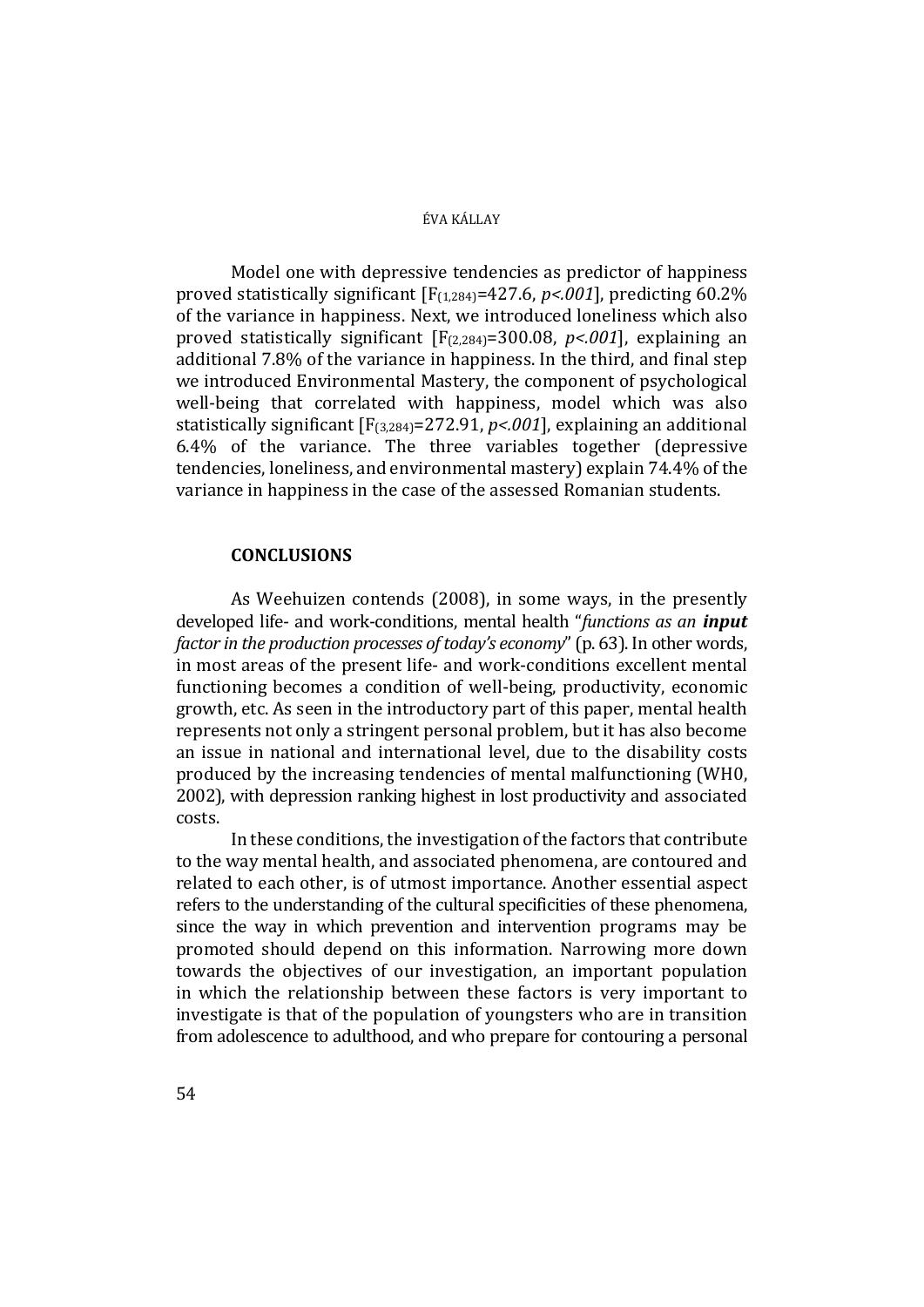Model one with depressive tendencies as predictor of happiness proved statistically significant [$F_{(1,284)}$=427.6, *p<.001*], predicting 60.2% of the variance in happiness. Next, we introduced loneliness which also proved statistically significant [$F_{(2,284)}$=300.08, *p<.001*], explaining an additional 7.8% of the variance in happiness. In the third, and final step we introduced Environmental Mastery, the component of psychological well-being that correlated with happiness, model which was also statistically significant [$F_{(3,284)}$=272.91, *p<.001*], explaining an additional 6.4% of the variance. The three variables together (depressive tendencies, loneliness, and environmental mastery) explain 74.4% of the variance in happiness in the case of the assessed Romanian students.

## CONCLUSIONS

As Weehuizen contends (2008), in some ways, in the presently developed life- and work-conditions, mental health "*functions as an **input** factor in the production processes of today's economy*" (p. 63). In other words, in most areas of the present life- and work-conditions excellent mental functioning becomes a condition of well-being, productivity, economic growth, etc. As seen in the introductory part of this paper, mental health represents not only a stringent personal problem, but it has also become an issue in national and international level, due to the disability costs produced by the increasing tendencies of mental malfunctioning (WH0, 2002), with depression ranking highest in lost productivity and associated costs.

In these conditions, the investigation of the factors that contribute to the way mental health, and associated phenomena, are contoured and related to each other, is of utmost importance. Another essential aspect refers to the understanding of the cultural specificities of these phenomena, since the way in which prevention and intervention programs may be promoted should depend on this information. Narrowing more down towards the objectives of our investigation, an important population in which the relationship between these factors is very important to investigate is that of the population of youngsters who are in transition from adolescence to adulthood, and who prepare for contouring a personal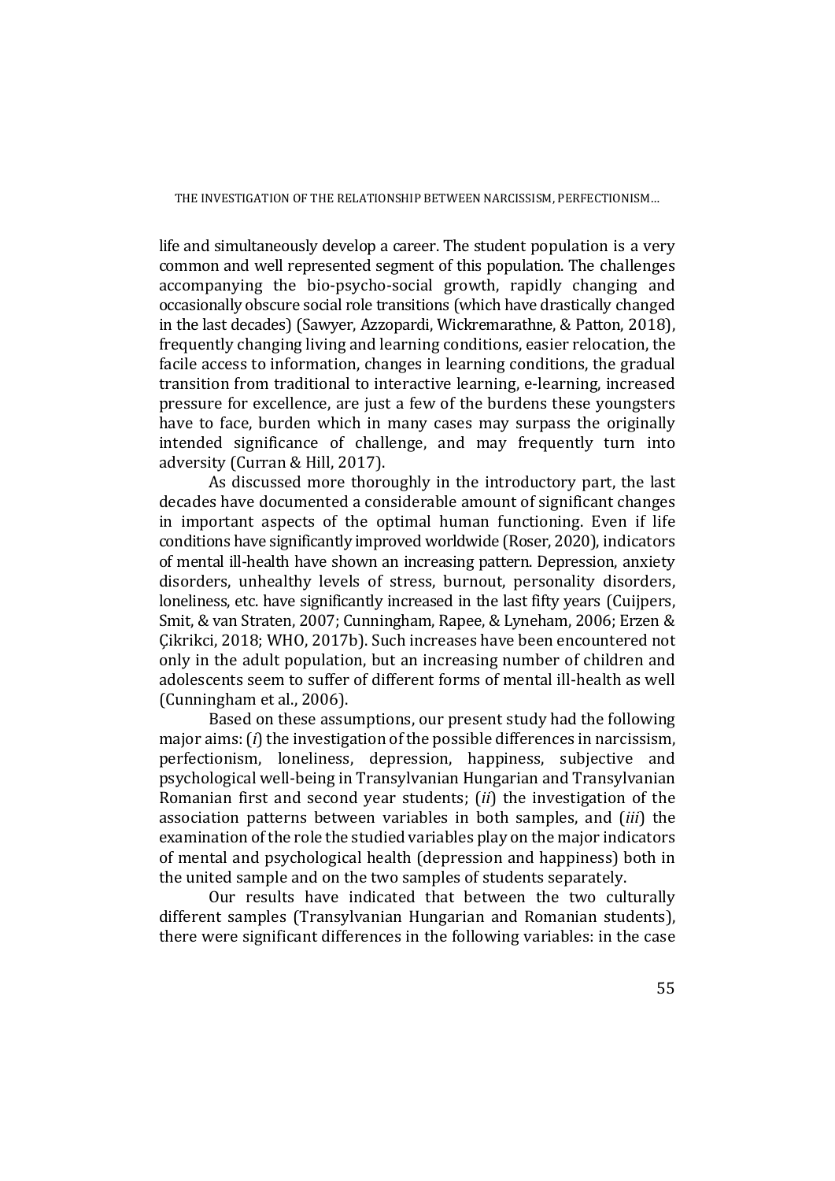life and simultaneously develop a career. The student population is a very common and well represented segment of this population. The challenges accompanying the bio-psycho-social growth, rapidly changing and occasionally obscure social role transitions (which have drastically changed in the last decades) (Sawyer, Azzopardi, Wickremarathne, & Patton, 2018), frequently changing living and learning conditions, easier relocation, the facile access to information, changes in learning conditions, the gradual transition from traditional to interactive learning, e-learning, increased pressure for excellence, are just a few of the burdens these youngsters have to face, burden which in many cases may surpass the originally intended significance of challenge, and may frequently turn into adversity (Curran & Hill, 2017).

As discussed more thoroughly in the introductory part, the last decades have documented a considerable amount of significant changes in important aspects of the optimal human functioning. Even if life conditions have significantly improved worldwide (Roser, 2020), indicators of mental ill-health have shown an increasing pattern. Depression, anxiety disorders, unhealthy levels of stress, burnout, personality disorders, loneliness, etc. have significantly increased in the last fifty years (Cuijpers, Smit, & van Straten, 2007; Cunningham, Rapee, & Lyneham, 2006; Erzen & Çikrikci, 2018; WHO, 2017b). Such increases have been encountered not only in the adult population, but an increasing number of children and adolescents seem to suffer of different forms of mental ill-health as well (Cunningham et al., 2006).

Based on these assumptions, our present study had the following major aims: (*i*) the investigation of the possible differences in narcissism, perfectionism, loneliness, depression, happiness, subjective and psychological well-being in Transylvanian Hungarian and Transylvanian Romanian first and second year students; (*ii*) the investigation of the association patterns between variables in both samples, and (*iii*) the examination of the role the studied variables play on the major indicators of mental and psychological health (depression and happiness) both in the united sample and on the two samples of students separately.

Our results have indicated that between the two culturally different samples (Transylvanian Hungarian and Romanian students), there were significant differences in the following variables: in the case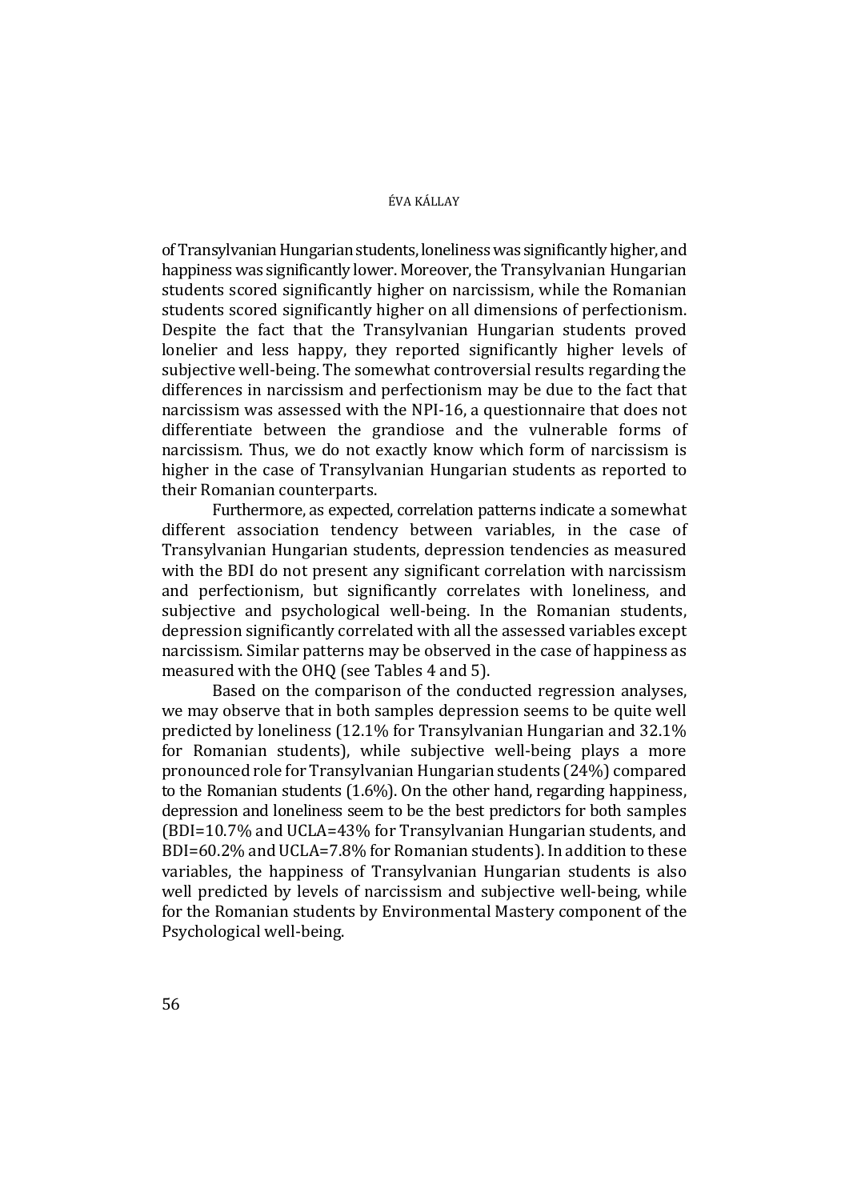of Transylvanian Hungarian students, loneliness was significantly higher, and happiness was significantly lower. Moreover, the Transylvanian Hungarian students scored significantly higher on narcissism, while the Romanian students scored significantly higher on all dimensions of perfectionism. Despite the fact that the Transylvanian Hungarian students proved lonelier and less happy, they reported significantly higher levels of subjective well-being. The somewhat controversial results regarding the differences in narcissism and perfectionism may be due to the fact that narcissism was assessed with the NPI-16, a questionnaire that does not differentiate between the grandiose and the vulnerable forms of narcissism. Thus, we do not exactly know which form of narcissism is higher in the case of Transylvanian Hungarian students as reported to their Romanian counterparts.

Furthermore, as expected, correlation patterns indicate a somewhat different association tendency between variables, in the case of Transylvanian Hungarian students, depression tendencies as measured with the BDI do not present any significant correlation with narcissism and perfectionism, but significantly correlates with loneliness, and subjective and psychological well-being. In the Romanian students, depression significantly correlated with all the assessed variables except narcissism. Similar patterns may be observed in the case of happiness as measured with the OHQ (see Tables 4 and 5).

Based on the comparison of the conducted regression analyses, we may observe that in both samples depression seems to be quite well predicted by loneliness (12.1% for Transylvanian Hungarian and 32.1% for Romanian students), while subjective well-being plays a more pronounced role for Transylvanian Hungarian students (24%) compared to the Romanian students (1.6%). On the other hand, regarding happiness, depression and loneliness seem to be the best predictors for both samples (BDI=10.7% and UCLA=43% for Transylvanian Hungarian students, and BDI=60.2% and UCLA=7.8% for Romanian students). In addition to these variables, the happiness of Transylvanian Hungarian students is also well predicted by levels of narcissism and subjective well-being, while for the Romanian students by Environmental Mastery component of the Psychological well-being.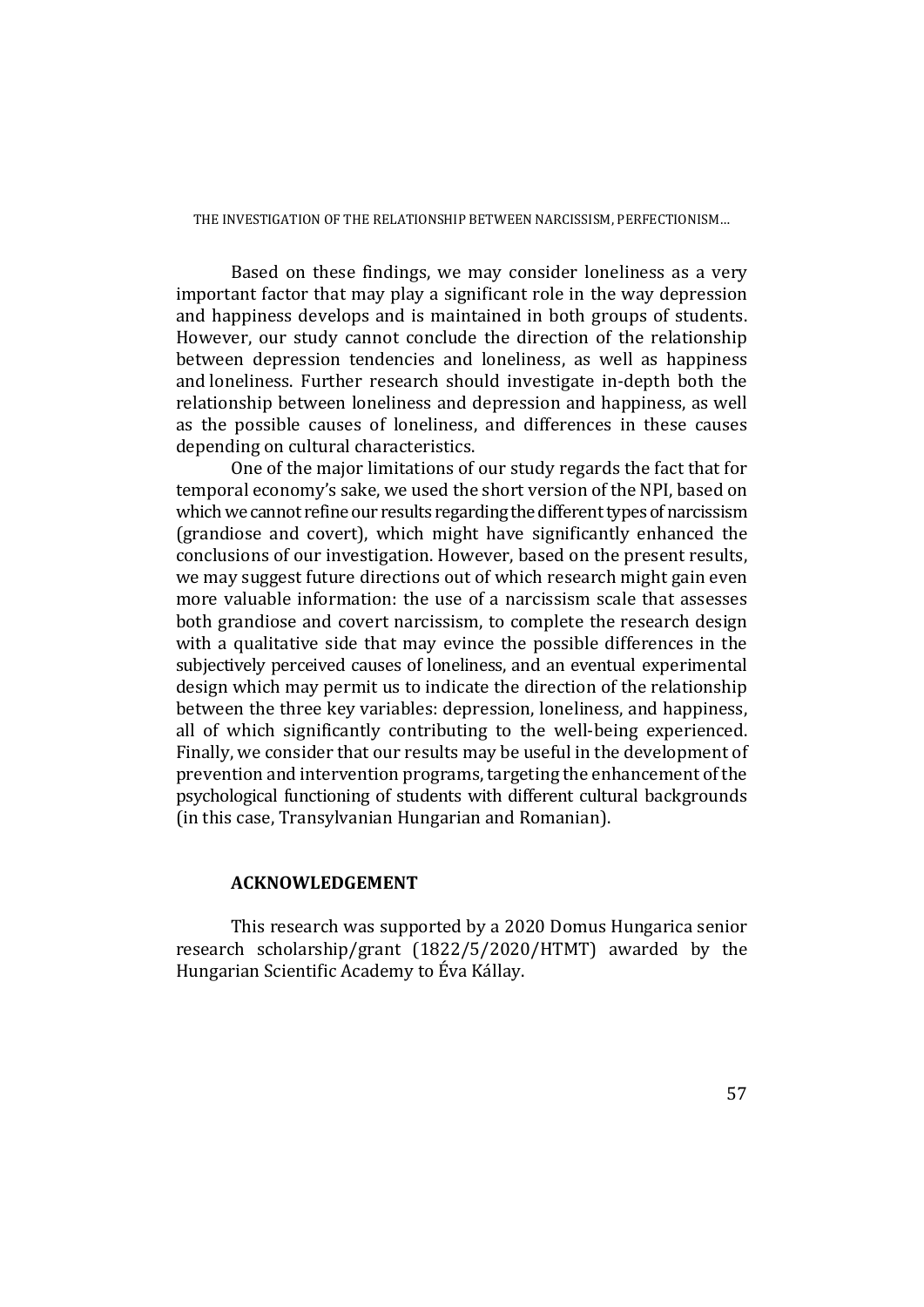Based on these findings, we may consider loneliness as a very important factor that may play a significant role in the way depression and happiness develops and is maintained in both groups of students. However, our study cannot conclude the direction of the relationship between depression tendencies and loneliness, as well as happiness and loneliness. Further research should investigate in-depth both the relationship between loneliness and depression and happiness, as well as the possible causes of loneliness, and differences in these causes depending on cultural characteristics.

One of the major limitations of our study regards the fact that for temporal economy's sake, we used the short version of the NPI, based on which we cannot refine our results regarding the different types of narcissism (grandiose and covert), which might have significantly enhanced the conclusions of our investigation. However, based on the present results, we may suggest future directions out of which research might gain even more valuable information: the use of a narcissism scale that assesses both grandiose and covert narcissism, to complete the research design with a qualitative side that may evince the possible differences in the subjectively perceived causes of loneliness, and an eventual experimental design which may permit us to indicate the direction of the relationship between the three key variables: depression, loneliness, and happiness, all of which significantly contributing to the well-being experienced. Finally, we consider that our results may be useful in the development of prevention and intervention programs, targeting the enhancement of the psychological functioning of students with different cultural backgrounds (in this case, Transylvanian Hungarian and Romanian).

## ACKNOWLEDGEMENT

This research was supported by a 2020 Domus Hungarica senior research scholarship/grant (1822/5/2020/HTMT) awarded by the Hungarian Scientific Academy to Éva Kállay.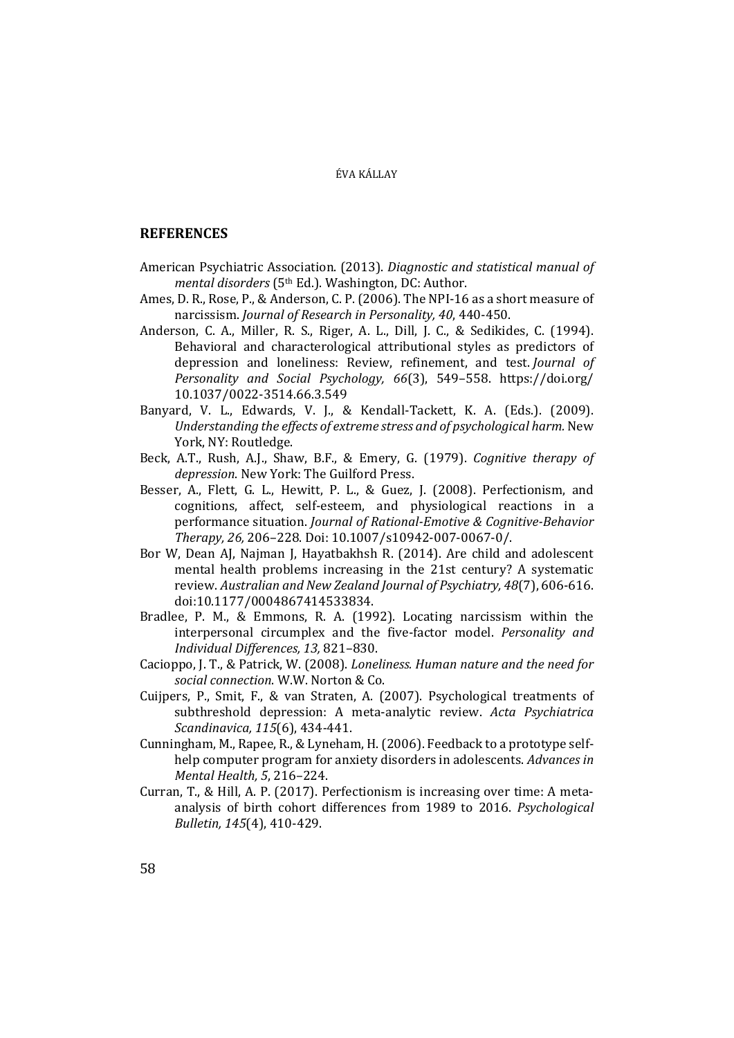## REFERENCES

American Psychiatric Association. (2013). *Diagnostic and statistical manual of mental disorders* (5th Ed.). Washington, DC: Author.

Ames, D. R., Rose, P., & Anderson, C. P. (2006). The NPI-16 as a short measure of narcissism. *Journal of Research in Personality, 40*, 440-450.

Anderson, C. A., Miller, R. S., Riger, A. L., Dill, J. C., & Sedikides, C. (1994). Behavioral and characterological attributional styles as predictors of depression and loneliness: Review, refinement, and test. *Journal of Personality and Social Psychology, 66*(3), 549–558. https://doi.org/10.1037/0022-3514.66.3.549

Banyard, V. L., Edwards, V. J., & Kendall-Tackett, K. A. (Eds.). (2009). *Understanding the effects of extreme stress and of psychological harm.* New York, NY: Routledge.

Beck, A.T., Rush, A.J., Shaw, B.F., & Emery, G. (1979). *Cognitive therapy of depression*. New York: The Guilford Press.

Besser, A., Flett, G. L., Hewitt, P. L., & Guez, J. (2008). Perfectionism, and cognitions, affect, self-esteem, and physiological reactions in a performance situation. *Journal of Rational-Emotive & Cognitive-Behavior Therapy, 26,* 206–228. Doi: 10.1007/s10942-007-0067-0/.

Bor W, Dean AJ, Najman J, Hayatbakhsh R. (2014). Are child and adolescent mental health problems increasing in the 21st century? A systematic review. *Australian and New Zealand Journal of Psychiatry, 48*(7), 606-616. doi:10.1177/0004867414533834.

Bradlee, P. M., & Emmons, R. A. (1992). Locating narcissism within the interpersonal circumplex and the five-factor model. *Personality and Individual Differences, 13,* 821–830.

Cacioppo, J. T., & Patrick, W. (2008). *Loneliness. Human nature and the need for social connection.* W.W. Norton & Co.

Cuijpers, P., Smit, F., & van Straten, A. (2007). Psychological treatments of subthreshold depression: A meta-analytic review. *Acta Psychiatrica Scandinavica, 115*(6), 434-441.

Cunningham, M., Rapee, R., & Lyneham, H. (2006). Feedback to a prototype self-help computer program for anxiety disorders in adolescents. *Advances in Mental Health, 5*, 216–224.

Curran, T., & Hill, A. P. (2017). Perfectionism is increasing over time: A meta-analysis of birth cohort differences from 1989 to 2016. *Psychological Bulletin, 145*(4), 410-429.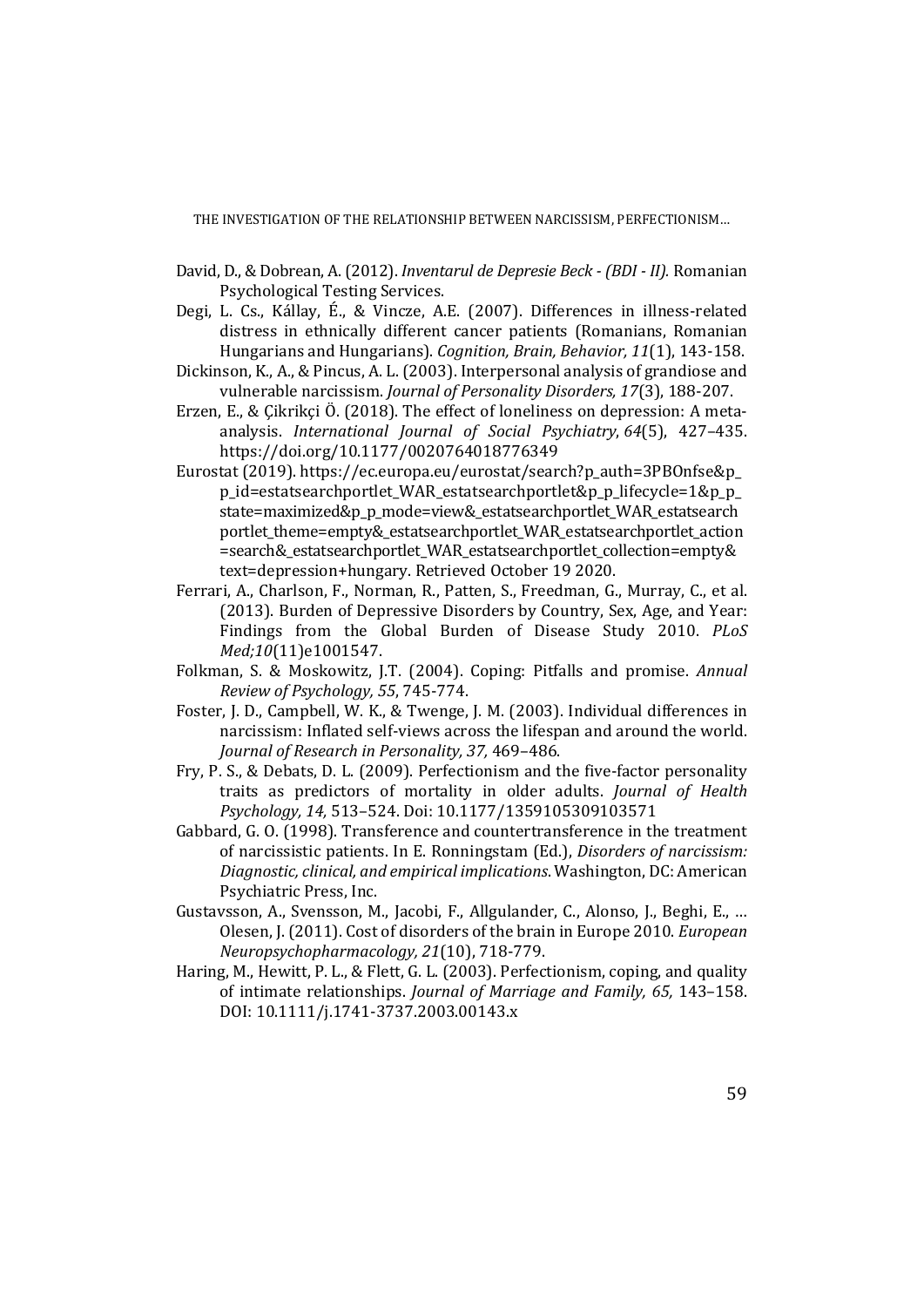David, D., & Dobrean, A. (2012). *Inventarul de Depresie Beck - (BDI - II).* Romanian Psychological Testing Services.

Degi, L. Cs., Kállay, É., & Vincze, A.E. (2007). Differences in illness-related distress in ethnically different cancer patients (Romanians, Romanian Hungarians and Hungarians). *Cognition, Brain, Behavior, 11*(1), 143-158.

Dickinson, K., A., & Pincus, A. L. (2003). Interpersonal analysis of grandiose and vulnerable narcissism. *Journal of Personality Disorders, 17*(3), 188-207.

Erzen, E., & Çikrikçi Ö. (2018). The effect of loneliness on depression: A meta-analysis. *International Journal of Social Psychiatry*, *64*(5), 427–435. https://doi.org/10.1177/0020764018776349

Eurostat (2019). https://ec.europa.eu/eurostat/search?p_auth=3PBOnfse&p_p_id=estatsearchportlet_WAR_estatsearchportlet&p_p_lifecycle=1&p_p_state=maximized&p_p_mode=view&_estatsearchportlet_WAR_estatsearchportlet_theme=empty&_estatsearchportlet_WAR_estatsearchportlet_action=search&_estatsearchportlet_WAR_estatsearchportlet_collection=empty&text=depression+hungary. Retrieved October 19 2020.

Ferrari, A., Charlson, F., Norman, R., Patten, S., Freedman, G., Murray, C., et al. (2013). Burden of Depressive Disorders by Country, Sex, Age, and Year: Findings from the Global Burden of Disease Study 2010. *PLoS Med;10*(11)e1001547.

Folkman, S. & Moskowitz, J.T. (2004). Coping: Pitfalls and promise. *Annual Review of Psychology, 55*, 745-774.

Foster, J. D., Campbell, W. K., & Twenge, J. M. (2003). Individual differences in narcissism: Inflated self-views across the lifespan and around the world. *Journal of Research in Personality, 37,* 469–486.

Fry, P. S., & Debats, D. L. (2009). Perfectionism and the five-factor personality traits as predictors of mortality in older adults. *Journal of Health Psychology, 14,* 513–524. Doi: 10.1177/1359105309103571

Gabbard, G. O. (1998). Transference and countertransference in the treatment of narcissistic patients. In E. Ronningstam (Ed.), *Disorders of narcissism: Diagnostic, clinical, and empirical implications*. Washington, DC: American Psychiatric Press, Inc.

Gustavsson, A., Svensson, M., Jacobi, F., Allgulander, C., Alonso, J., Beghi, E., … Olesen, J. (2011). Cost of disorders of the brain in Europe 2010. *European Neuropsychopharmacology, 21*(10), 718-779.

Haring, M., Hewitt, P. L., & Flett, G. L. (2003). Perfectionism, coping, and quality of intimate relationships. *Journal of Marriage and Family, 65,* 143–158. DOI: 10.1111/j.1741-3737.2003.00143.x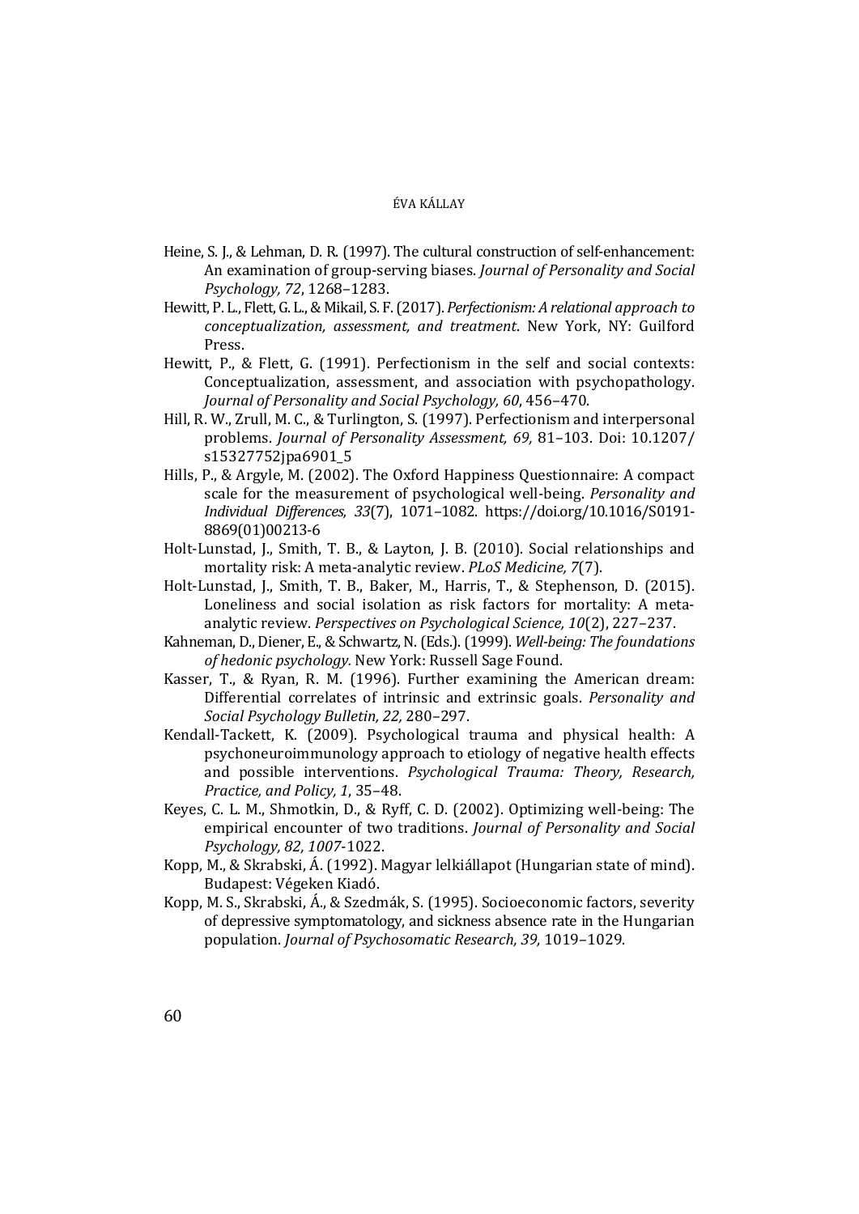Heine, S. J., & Lehman, D. R. (1997). The cultural construction of self-enhancement: An examination of group-serving biases. *Journal of Personality and Social Psychology, 72*, 1268–1283.

Hewitt, P. L., Flett, G. L., & Mikail, S. F. (2017). *Perfectionism: A relational approach to conceptualization, assessment, and treatment*. New York, NY: Guilford Press.

Hewitt, P., & Flett, G. (1991). Perfectionism in the self and social contexts: Conceptualization, assessment, and association with psychopathology. *Journal of Personality and Social Psychology, 60*, 456–470.

Hill, R. W., Zrull, M. C., & Turlington, S. (1997). Perfectionism and interpersonal problems. *Journal of Personality Assessment, 69,* 81–103. Doi: 10.1207/s15327752jpa6901_5

Hills, P., & Argyle, M. (2002). The Oxford Happiness Questionnaire: A compact scale for the measurement of psychological well-being. *Personality and Individual Differences, 33*(7), 1071–1082. https://doi.org/10.1016/S0191-8869(01)00213-6

Holt-Lunstad, J., Smith, T. B., & Layton, J. B. (2010). Social relationships and mortality risk: A meta-analytic review. *PLoS Medicine, 7*(7).

Holt-Lunstad, J., Smith, T. B., Baker, M., Harris, T., & Stephenson, D. (2015). Loneliness and social isolation as risk factors for mortality: A meta-analytic review. *Perspectives on Psychological Science, 10*(2), 227–237.

Kahneman, D., Diener, E., & Schwartz, N. (Eds.). (1999). *Well-being: The foundations of hedonic psychology.* New York: Russell Sage Found.

Kasser, T., & Ryan, R. M. (1996). Further examining the American dream: Differential correlates of intrinsic and extrinsic goals. *Personality and Social Psychology Bulletin, 22,* 280–297.

Kendall-Tackett, K. (2009). Psychological trauma and physical health: A psychoneuroimmunology approach to etiology of negative health effects and possible interventions. *Psychological Trauma: Theory, Research, Practice, and Policy, 1*, 35–48.

Keyes, C. L. M., Shmotkin, D., & Ryff, C. D. (2002). Optimizing well-being: The empirical encounter of two traditions. *Journal of Personality and Social Psychology, 82, 1007*-1022.

Kopp, M., & Skrabski, Á. (1992). Magyar lelkiállapot (Hungarian state of mind). Budapest: Végeken Kiadó.

Kopp, M. S., Skrabski, Á., & Szedmák, S. (1995). Socioeconomic factors, severity of depressive symptomatology, and sickness absence rate in the Hungarian population. *Journal of Psychosomatic Research, 39,* 1019–1029.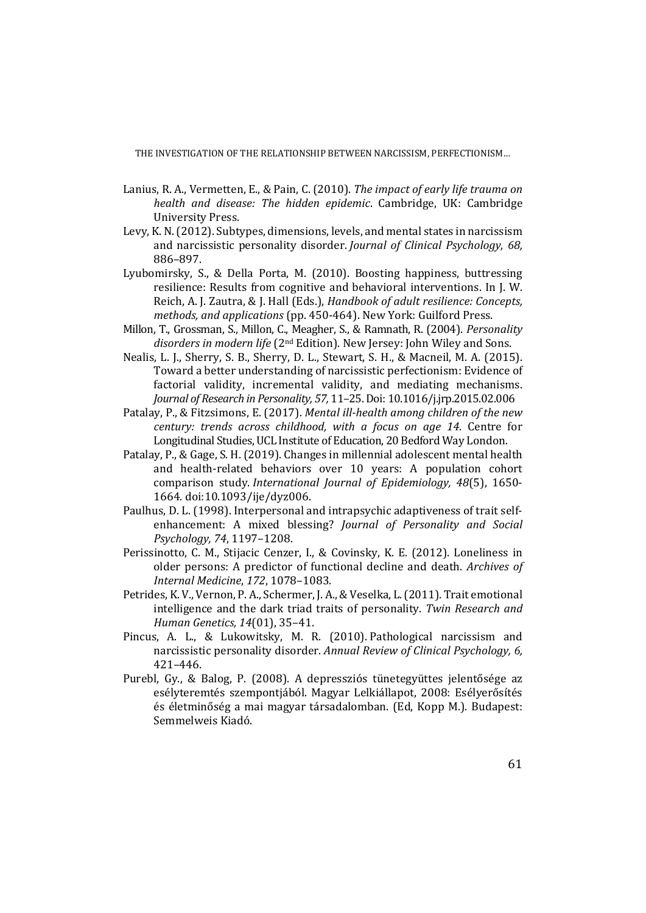Lanius, R. A., Vermetten, E., & Pain, C. (2010). *The impact of early life trauma on health and disease: The hidden epidemic*. Cambridge, UK: Cambridge University Press.

Levy, K. N. (2012). Subtypes, dimensions, levels, and mental states in narcissism and narcissistic personality disorder. *Journal of Clinical Psychology, 68,* 886–897.

Lyubomirsky, S., & Della Porta, M. (2010). Boosting happiness, buttressing resilience: Results from cognitive and behavioral interventions. In J. W. Reich, A. J. Zautra, & J. Hall (Eds.), *Handbook of adult resilience: Concepts, methods, and applications* (pp. 450-464). New York: Guilford Press.

Millon, T., Grossman, S., Millon, C., Meagher, S., & Ramnath, R. (2004). *Personality disorders in modern life* (2nd Edition). New Jersey: John Wiley and Sons.

Nealis, L. J., Sherry, S. B., Sherry, D. L., Stewart, S. H., & Macneil, M. A. (2015). Toward a better understanding of narcissistic perfectionism: Evidence of factorial validity, incremental validity, and mediating mechanisms. *Journal of Research in Personality, 57,* 11–25. Doi: 10.1016/j.jrp.2015.02.006

Patalay, P., & Fitzsimons, E. (2017). *Mental ill-health among children of the new century: trends across childhood, with a focus on age 14*. Centre for Longitudinal Studies, UCL Institute of Education, 20 Bedford Way London.

Patalay, P., & Gage, S. H. (2019). Changes in millennial adolescent mental health and health-related behaviors over 10 years: A population cohort comparison study. *International Journal of Epidemiology, 48*(5), 1650-1664. doi:10.1093/ije/dyz006.

Paulhus, D. L. (1998). Interpersonal and intrapsychic adaptiveness of trait self-enhancement: A mixed blessing? *Journal of Personality and Social Psychology, 74*, 1197–1208.

Perissinotto, C. M., Stijacic Cenzer, I., & Covinsky, K. E. (2012). Loneliness in older persons: A predictor of functional decline and death. *Archives of Internal Medicine*, *172*, 1078–1083.

Petrides, K. V., Vernon, P. A., Schermer, J. A., & Veselka, L. (2011). Trait emotional intelligence and the dark triad traits of personality. *Twin Research and Human Genetics, 14*(01), 35–41.

Pincus, A. L., & Lukowitsky, M. R. (2010). Pathological narcissism and narcissistic personality disorder. *Annual Review of Clinical Psychology, 6,* 421–446.

Purebl, Gy., & Balog, P. (2008). A depressziós tünetegyüttes jelentősége az esélyteremtés szempontjából. Magyar Lelkiállapot, 2008: Esélyerősítés és életminőség a mai magyar társadalomban. (Ed, Kopp M.). Budapest: Semmelweis Kiadó.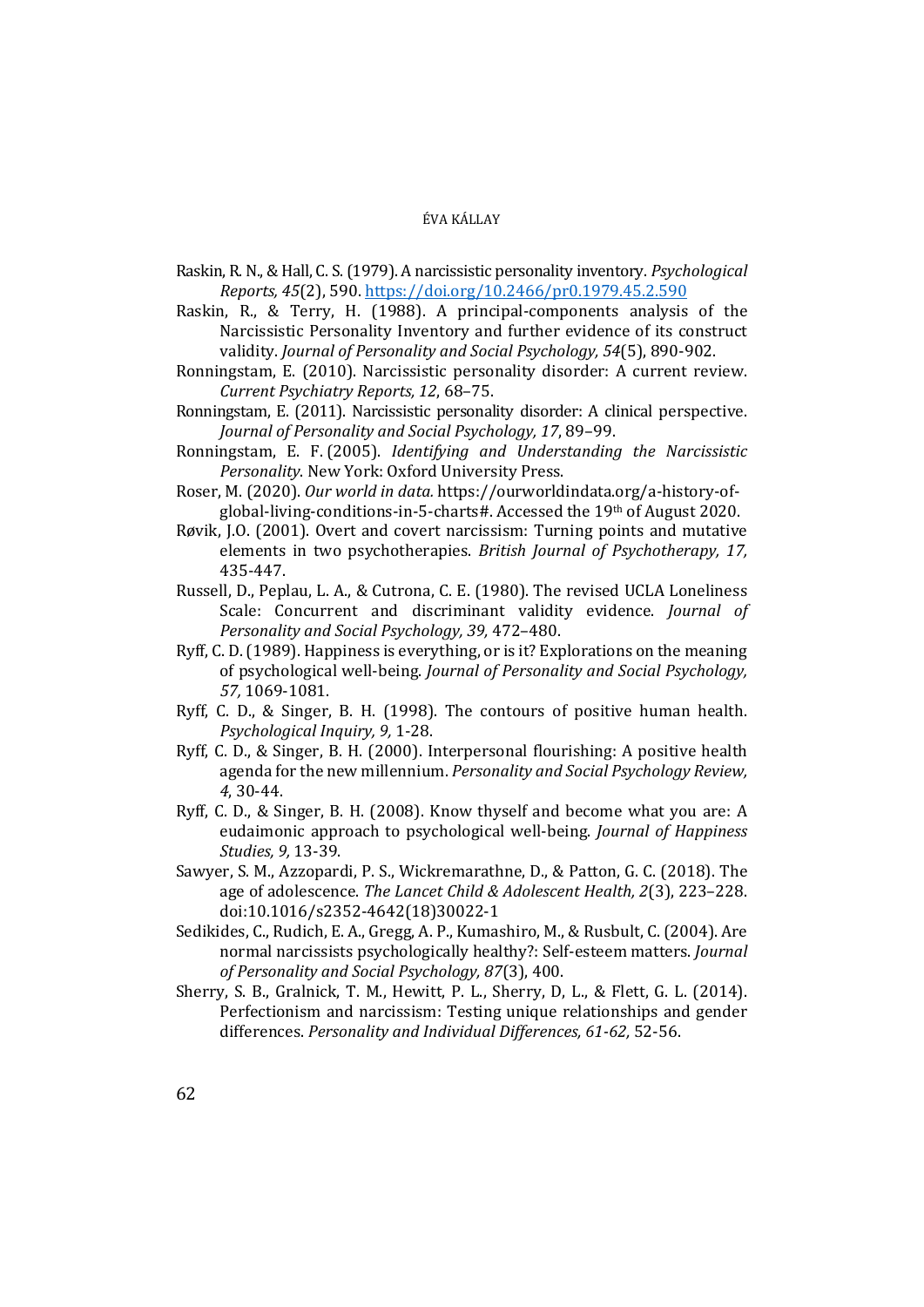Raskin, R. N., & Hall, C. S. (1979). A narcissistic personality inventory. *Psychological Reports, 45*(2), 590. https://doi.org/10.2466/pr0.1979.45.2.590

Raskin, R., & Terry, H. (1988). A principal-components analysis of the Narcissistic Personality Inventory and further evidence of its construct validity. *Journal of Personality and Social Psychology, 54*(5), 890-902.

Ronningstam, E. (2010). Narcissistic personality disorder: A current review. *Current Psychiatry Reports, 12*, 68–75.

Ronningstam, E. (2011). Narcissistic personality disorder: A clinical perspective. *Journal of Personality and Social Psychology, 17*, 89–99.

Ronningstam, E. F. (2005). *Identifying and Understanding the Narcissistic Personality.* New York: Oxford University Press.

Roser, M. (2020). *Our world in data.* https://ourworldindata.org/a-history-of-global-living-conditions-in-5-charts#. Accessed the 19th of August 2020.

Røvik, J.O. (2001). Overt and covert narcissism: Turning points and mutative elements in two psychotherapies. *British Journal of Psychotherapy, 17,* 435-447.

Russell, D., Peplau, L. A., & Cutrona, C. E. (1980). The revised UCLA Loneliness Scale: Concurrent and discriminant validity evidence. *Journal of Personality and Social Psychology, 39,* 472–480.

Ryff, C. D. (1989). Happiness is everything, or is it? Explorations on the meaning of psychological well-being. *Journal of Personality and Social Psychology, 57,* 1069-1081.

Ryff, C. D., & Singer, B. H. (1998). The contours of positive human health. *Psychological Inquiry, 9,* 1-28.

Ryff, C. D., & Singer, B. H. (2000). Interpersonal flourishing: A positive health agenda for the new millennium. *Personality and Social Psychology Review, 4*, 30-44.

Ryff, C. D., & Singer, B. H. (2008). Know thyself and become what you are: A eudaimonic approach to psychological well-being. *Journal of Happiness Studies, 9,* 13-39.

Sawyer, S. M., Azzopardi, P. S., Wickremarathne, D., & Patton, G. C. (2018). The age of adolescence. *The Lancet Child & Adolescent Health, 2*(3), 223–228. doi:10.1016/s2352-4642(18)30022-1

Sedikides, C., Rudich, E. A., Gregg, A. P., Kumashiro, M., & Rusbult, C. (2004). Are normal narcissists psychologically healthy?: Self-esteem matters. *Journal of Personality and Social Psychology, 87*(3), 400.

Sherry, S. B., Gralnick, T. M., Hewitt, P. L., Sherry, D, L., & Flett, G. L. (2014). Perfectionism and narcissism: Testing unique relationships and gender differences. *Personality and Individual Differences, 61-62,* 52-56.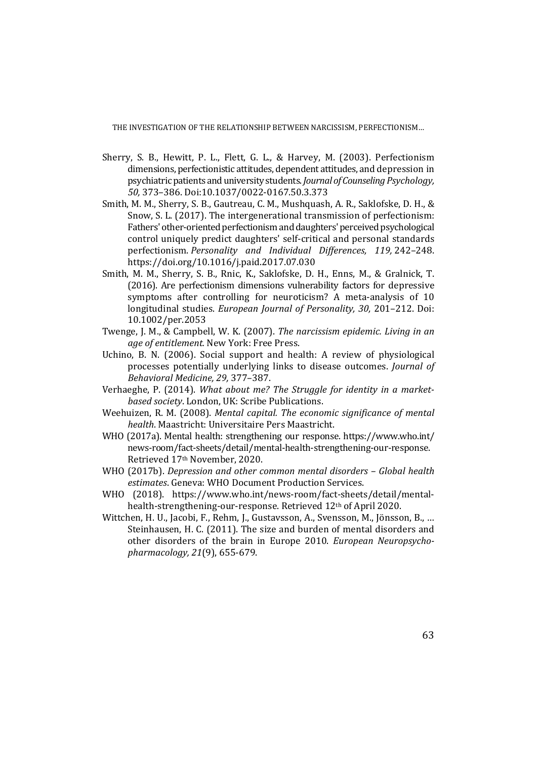Sherry, S. B., Hewitt, P. L., Flett, G. L., & Harvey, M. (2003). Perfectionism dimensions, perfectionistic attitudes, dependent attitudes, and depression in psychiatric patients and university students. *Journal of Counseling Psychology, 50,* 373–386. Doi:10.1037/0022-0167.50.3.373

Smith, M. M., Sherry, S. B., Gautreau, C. M., Mushquash, A. R., Saklofske, D. H., & Snow, S. L. (2017). The intergenerational transmission of perfectionism: Fathers' other-oriented perfectionism and daughters' perceived psychological control uniquely predict daughters' self-critical and personal standards perfectionism. *Personality and Individual Differences, 119,* 242–248. https://doi.org/10.1016/j.paid.2017.07.030

Smith, M. M., Sherry, S. B., Rnic, K., Saklofske, D. H., Enns, M., & Gralnick, T. (2016). Are perfectionism dimensions vulnerability factors for depressive symptoms after controlling for neuroticism? A meta-analysis of 10 longitudinal studies. *European Journal of Personality, 30,* 201–212. Doi: 10.1002/per.2053

Twenge, J. M., & Campbell, W. K. (2007). *The narcissism epidemic. Living in an age of entitlement.* New York: Free Press.

Uchino, B. N. (2006). Social support and health: A review of physiological processes potentially underlying links to disease outcomes. *Journal of Behavioral Medicine, 29,* 377–387.

Verhaeghe, P. (2014). *What about me? The Struggle for identity in a market-based society*. London, UK: Scribe Publications.

Weehuizen, R. M. (2008). *Mental capital. The economic significance of mental health*. Maastricht: Universitaire Pers Maastricht.

WHO (2017a). Mental health: strengthening our response. https://www.who.int/news-room/fact-sheets/detail/mental-health-strengthening-our-response. Retrieved 17th November, 2020.

WHO (2017b). *Depression and other common mental disorders – Global health estimates*. Geneva: WHO Document Production Services.

WHO (2018). https://www.who.int/news-room/fact-sheets/detail/mental-health-strengthening-our-response. Retrieved 12th of April 2020.

Wittchen, H. U., Jacobi, F., Rehm, J., Gustavsson, A., Svensson, M., Jönsson, B., … Steinhausen, H. C. (2011). The size and burden of mental disorders and other disorders of the brain in Europe 2010. *European Neuropsycho-pharmacology, 21*(9), 655-679.